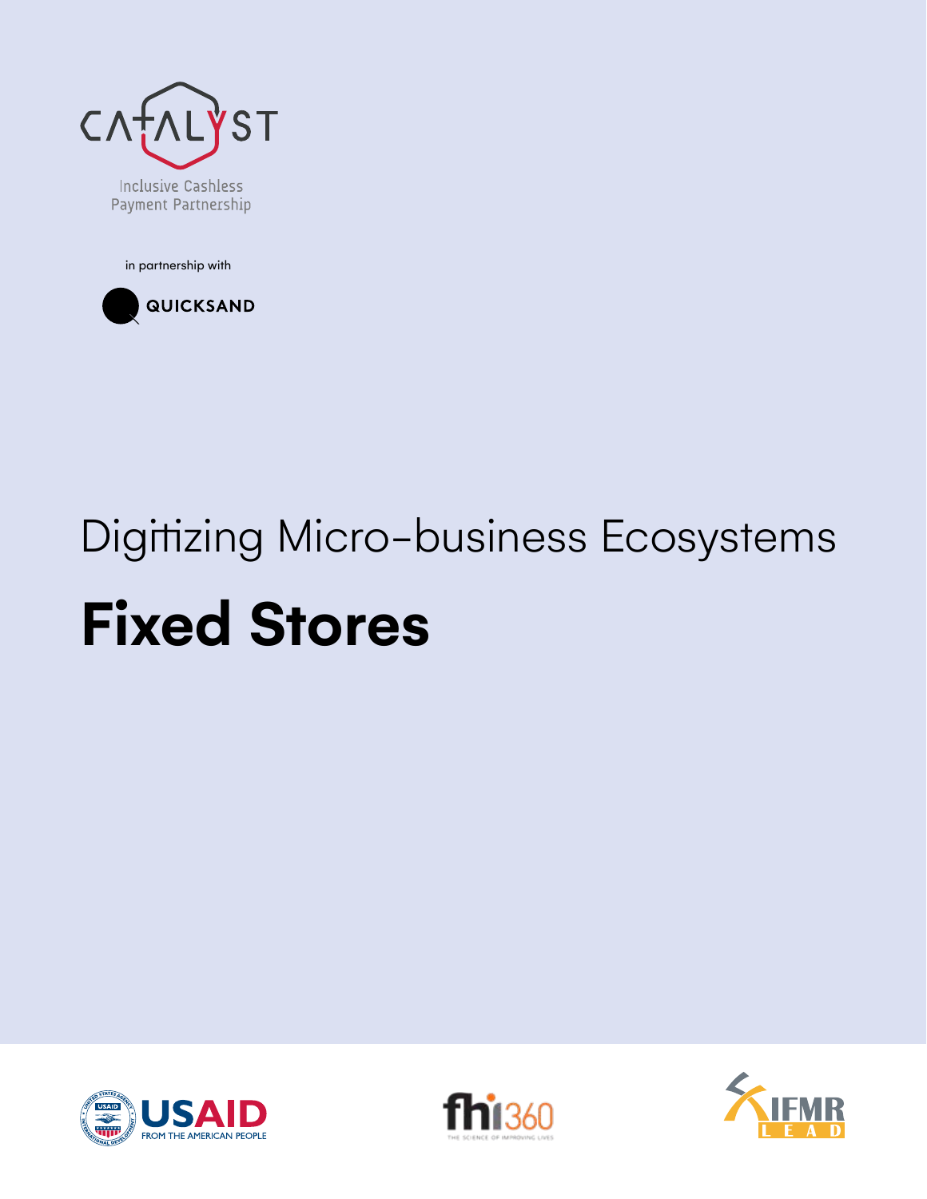CATALYST

Inclusive Cashless Payment Partnership

in partnership with

QUICKSAND

# Digitizing Micro-business Ecosystems

# **Fixed Stores**

USAID FROM THE AMERICAN PEOPLE

fhi360 THE SCIENCE OF IMPROVING LIVES

IFMR LEAD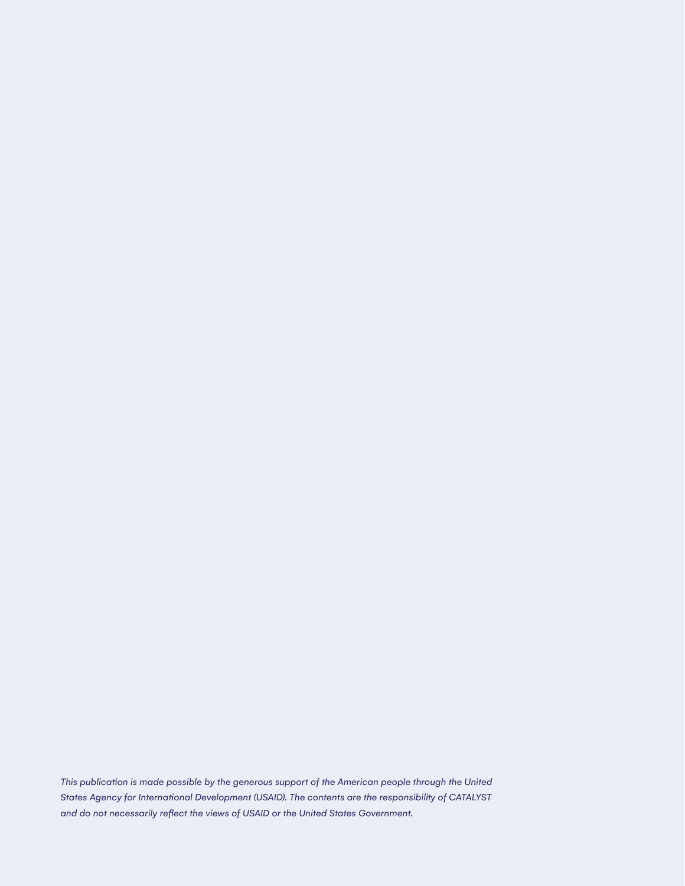*This publication is made possible by the generous support of the American people through the United States Agency for International Development (USAID). The contents are the responsibility of CATALYST and do not necessarily reflect the views of USAID or the United States Government.*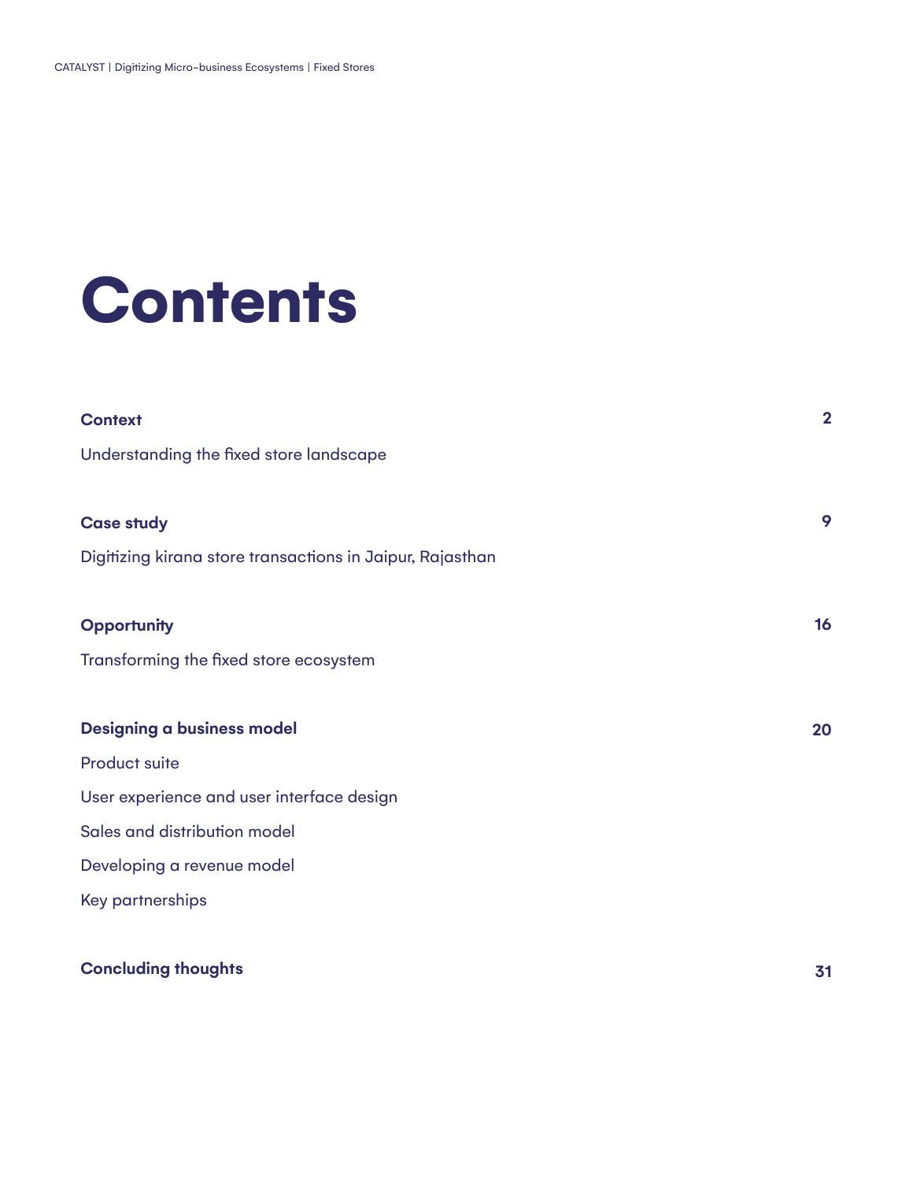# Contents

| | |
|---|---|
| **Context** | **2** |
| Understanding the fixed store landscape | |
| **Case study** | **9** |
| Digitizing kirana store transactions in Jaipur, Rajasthan | |
| **Opportunity** | **16** |
| Transforming the fixed store ecosystem | |
| **Designing a business model** | **20** |
| Product suite | |
| User experience and user interface design | |
| Sales and distribution model | |
| Developing a revenue model | |
| Key partnerships | |
| **Concluding thoughts** | **31** |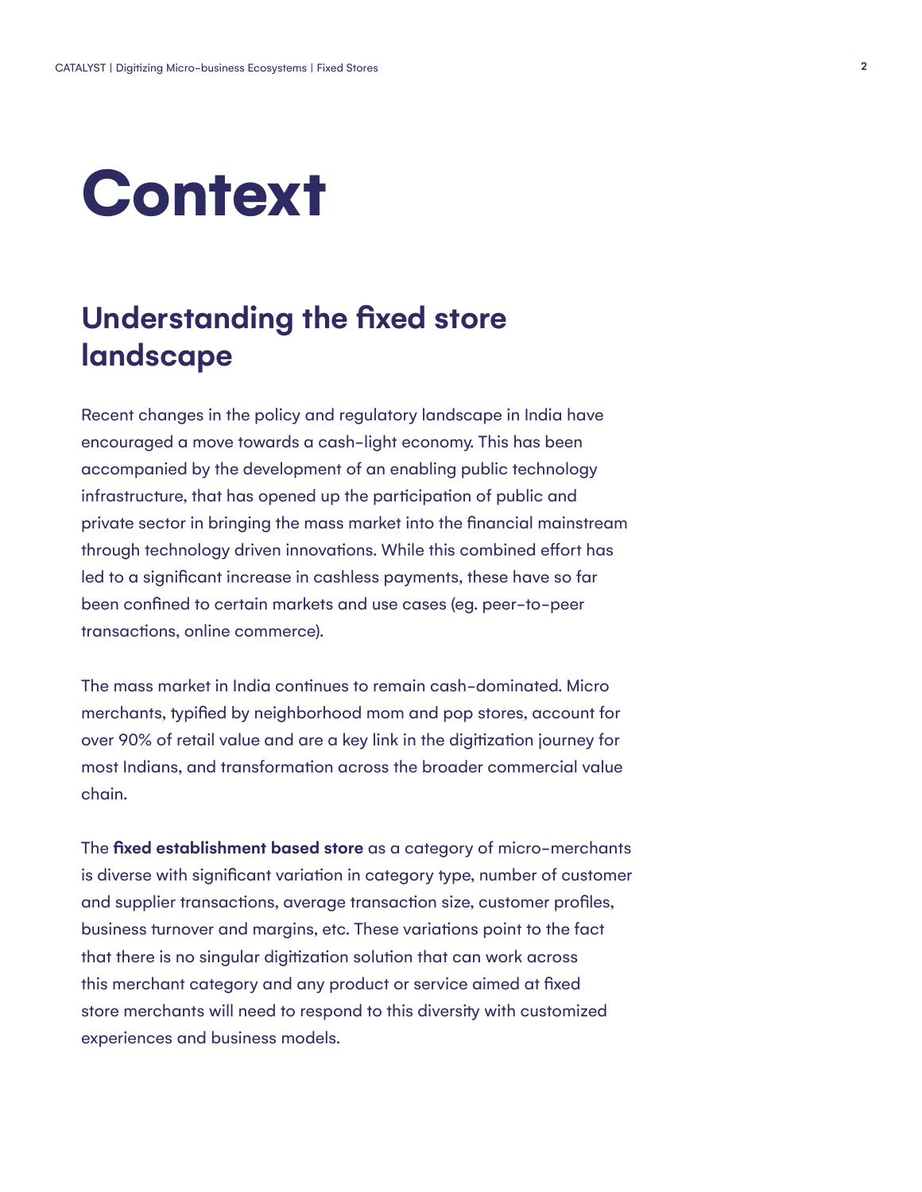# Context

## Understanding the fixed store landscape

Recent changes in the policy and regulatory landscape in India have encouraged a move towards a cash-light economy. This has been accompanied by the development of an enabling public technology infrastructure, that has opened up the participation of public and private sector in bringing the mass market into the financial mainstream through technology driven innovations. While this combined effort has led to a significant increase in cashless payments, these have so far been confined to certain markets and use cases (eg. peer-to-peer transactions, online commerce).

The mass market in India continues to remain cash-dominated. Micro merchants, typified by neighborhood mom and pop stores, account for over 90% of retail value and are a key link in the digitization journey for most Indians, and transformation across the broader commercial value chain.

The **fixed establishment based store** as a category of micro-merchants is diverse with significant variation in category type, number of customer and supplier transactions, average transaction size, customer profiles, business turnover and margins, etc. These variations point to the fact that there is no singular digitization solution that can work across this merchant category and any product or service aimed at fixed store merchants will need to respond to this diversity with customized experiences and business models.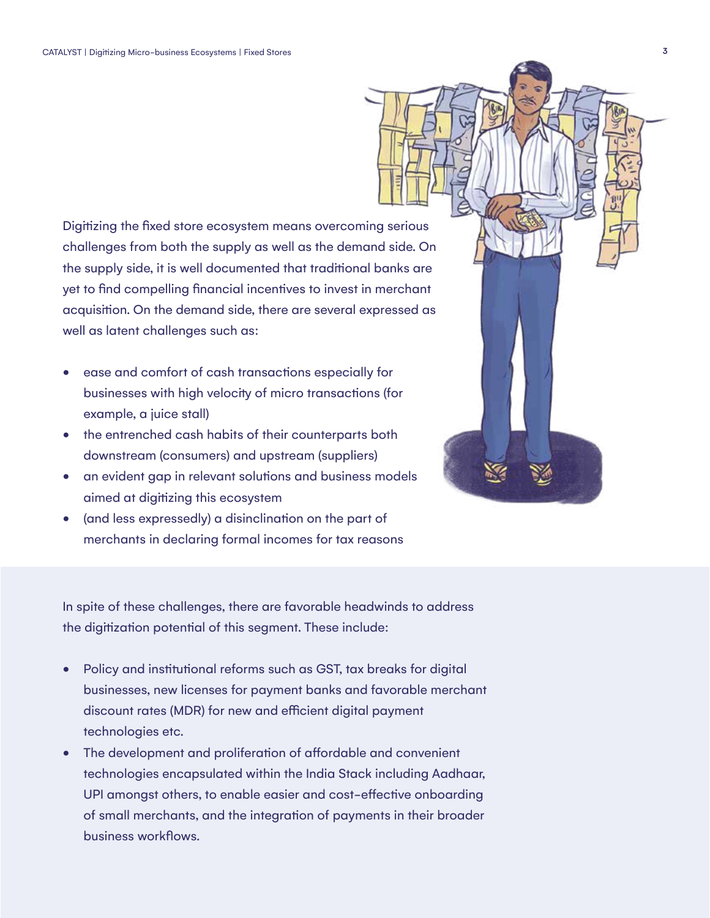Digitizing the fixed store ecosystem means overcoming serious challenges from both the supply as well as the demand side. On the supply side, it is well documented that traditional banks are yet to find compelling financial incentives to invest in merchant acquisition. On the demand side, there are several expressed as well as latent challenges such as:

- ease and comfort of cash transactions especially for businesses with high velocity of micro transactions (for example, a juice stall)
- the entrenched cash habits of their counterparts both downstream (consumers) and upstream (suppliers)
- an evident gap in relevant solutions and business models aimed at digitizing this ecosystem
- (and less expressedly) a disinclination on the part of merchants in declaring formal incomes for tax reasons

In spite of these challenges, there are favorable headwinds to address the digitization potential of this segment. These include:

- Policy and institutional reforms such as GST, tax breaks for digital businesses, new licenses for payment banks and favorable merchant discount rates (MDR) for new and efficient digital payment technologies etc.
- The development and proliferation of affordable and convenient technologies encapsulated within the India Stack including Aadhaar, UPI amongst others, to enable easier and cost-effective onboarding of small merchants, and the integration of payments in their broader business workflows.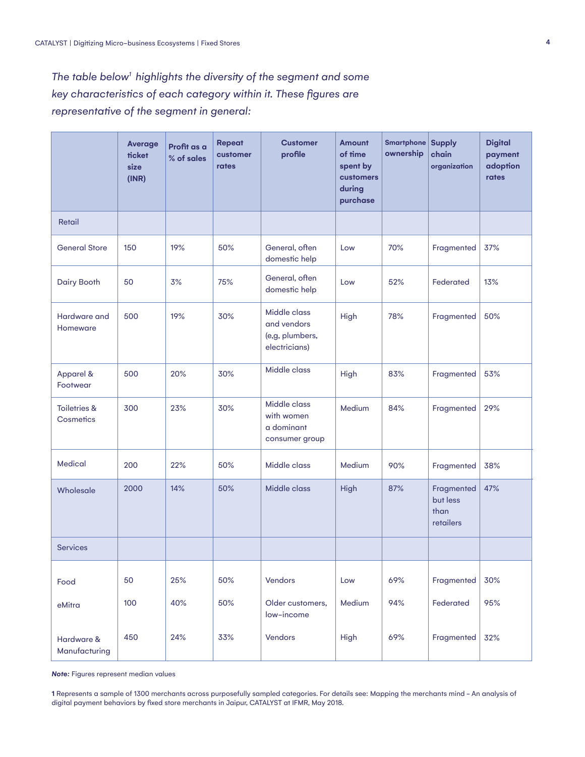*The table below[1] highlights the diversity of the segment and some key characteristics of each category within it. These figures are representative of the segment in general:*

| | Average ticket size (INR) | Profit as a % of sales | Repeat customer rates | Customer profile | Amount of time spent by customers during purchase | Smartphone ownership | Supply chain organization | Digital payment adoption rates |
|---|---|---|---|---|---|---|---|---|
| Retail | | | | | | | | |
| General Store | 150 | 19% | 50% | General, often domestic help | Low | 70% | Fragmented | 37% |
| Dairy Booth | 50 | 3% | 75% | General, often domestic help | Low | 52% | Federated | 13% |
| Hardware and Homeware | 500 | 19% | 30% | Middle class and vendors (e,g, plumbers, electricians) | High | 78% | Fragmented | 50% |
| Apparel & Footwear | 500 | 20% | 30% | Middle class | High | 83% | Fragmented | 53% |
| Toiletries & Cosmetics | 300 | 23% | 30% | Middle class with women a dominant consumer group | Medium | 84% | Fragmented | 29% |
| Medical | 200 | 22% | 50% | Middle class | Medium | 90% | Fragmented | 38% |
| Wholesale | 2000 | 14% | 50% | Middle class | High | 87% | Fragmented but less than retailers | 47% |
| Services | | | | | | | | |
| Food | 50 | 25% | 50% | Vendors | Low | 69% | Fragmented | 30% |
| eMitra | 100 | 40% | 50% | Older customers, low-income | Medium | 94% | Federated | 95% |
| Hardware & Manufacturing | 450 | 24% | 33% | Vendors | High | 69% | Fragmented | 32% |

***Note:*** Figures represent median values

**1** Represents a sample of 1300 merchants across purposefully sampled categories. For details see: Mapping the merchants mind – An analysis of digital payment behaviors by fixed store merchants in Jaipur, CATALYST at IFMR, May 2018.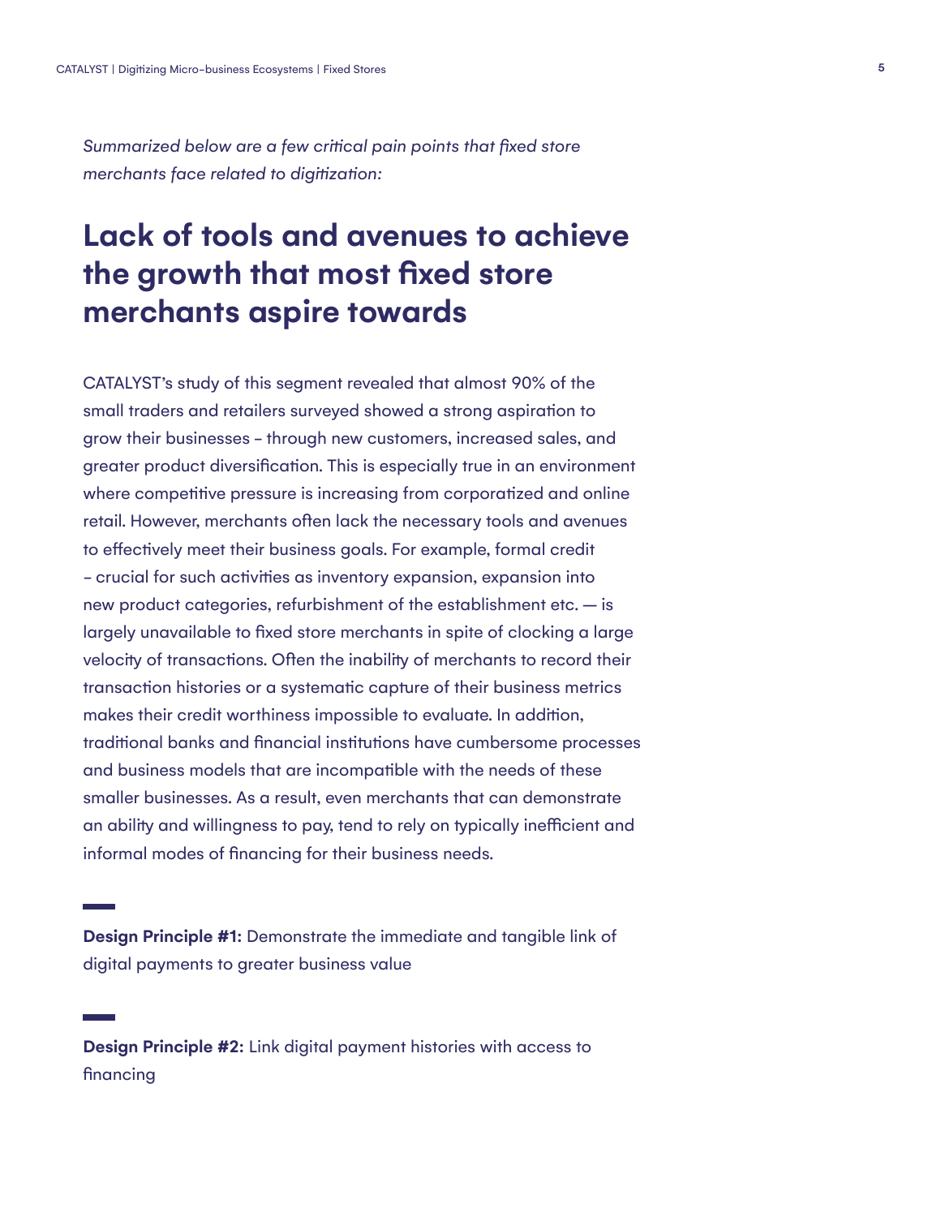*Summarized below are a few critical pain points that fixed store merchants face related to digitization:*

## Lack of tools and avenues to achieve the growth that most fixed store merchants aspire towards

CATALYST's study of this segment revealed that almost 90% of the small traders and retailers surveyed showed a strong aspiration to grow their businesses – through new customers, increased sales, and greater product diversification. This is especially true in an environment where competitive pressure is increasing from corporatized and online retail. However, merchants often lack the necessary tools and avenues to effectively meet their business goals. For example, formal credit – crucial for such activities as inventory expansion, expansion into new product categories, refurbishment of the establishment etc. — is largely unavailable to fixed store merchants in spite of clocking a large velocity of transactions. Often the inability of merchants to record their transaction histories or a systematic capture of their business metrics makes their credit worthiness impossible to evaluate. In addition, traditional banks and financial institutions have cumbersome processes and business models that are incompatible with the needs of these smaller businesses. As a result, even merchants that can demonstrate an ability and willingness to pay, tend to rely on typically inefficient and informal modes of financing for their business needs.

**Design Principle #1:** Demonstrate the immediate and tangible link of digital payments to greater business value

**Design Principle #2:** Link digital payment histories with access to financing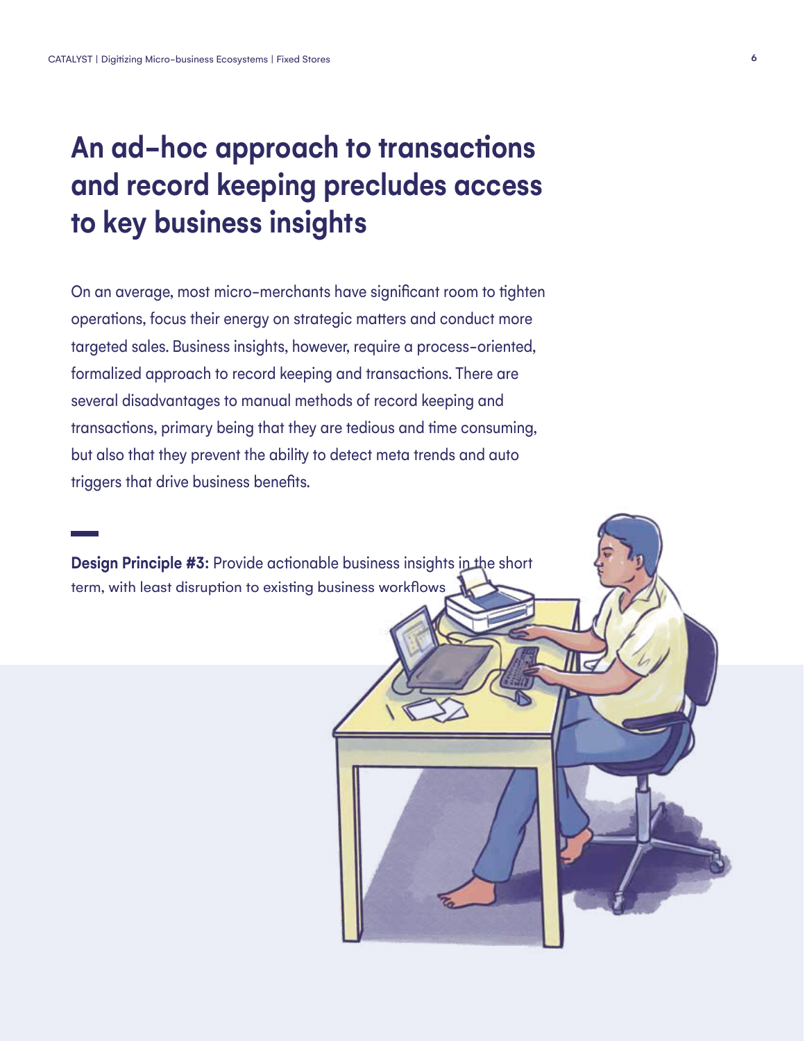# An ad-hoc approach to transactions and record keeping precludes access to key business insights

On an average, most micro-merchants have significant room to tighten operations, focus their energy on strategic matters and conduct more targeted sales. Business insights, however, require a process-oriented, formalized approach to record keeping and transactions. There are several disadvantages to manual methods of record keeping and transactions, primary being that they are tedious and time consuming, but also that they prevent the ability to detect meta trends and auto triggers that drive business benefits.

**Design Principle #3:** Provide actionable business insights in the short term, with least disruption to existing business workflows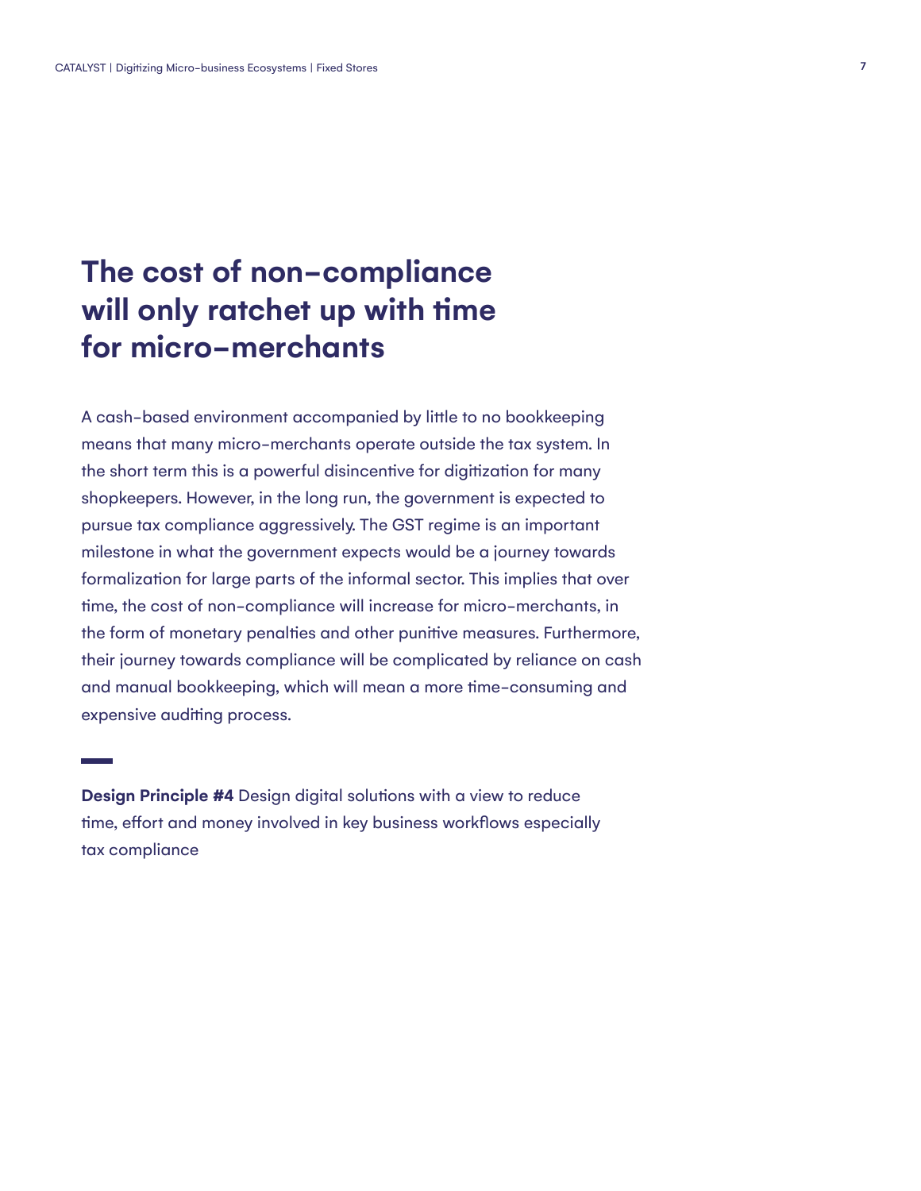# The cost of non-compliance will only ratchet up with time for micro-merchants

A cash-based environment accompanied by little to no bookkeeping means that many micro-merchants operate outside the tax system. In the short term this is a powerful disincentive for digitization for many shopkeepers. However, in the long run, the government is expected to pursue tax compliance aggressively. The GST regime is an important milestone in what the government expects would be a journey towards formalization for large parts of the informal sector. This implies that over time, the cost of non-compliance will increase for micro-merchants, in the form of monetary penalties and other punitive measures. Furthermore, their journey towards compliance will be complicated by reliance on cash and manual bookkeeping, which will mean a more time-consuming and expensive auditing process.

---

**Design Principle #4** Design digital solutions with a view to reduce time, effort and money involved in key business workflows especially tax compliance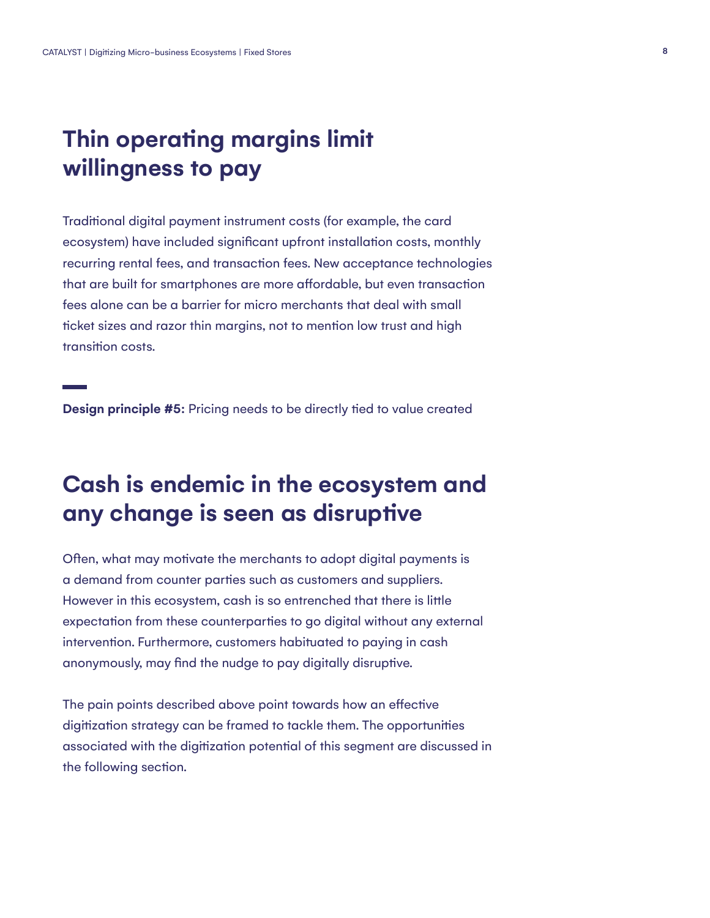## Thin operating margins limit willingness to pay

Traditional digital payment instrument costs (for example, the card ecosystem) have included significant upfront installation costs, monthly recurring rental fees, and transaction fees. New acceptance technologies that are built for smartphones are more affordable, but even transaction fees alone can be a barrier for micro merchants that deal with small ticket sizes and razor thin margins, not to mention low trust and high transition costs.

**Design principle #5:** Pricing needs to be directly tied to value created

## Cash is endemic in the ecosystem and any change is seen as disruptive

Often, what may motivate the merchants to adopt digital payments is a demand from counter parties such as customers and suppliers. However in this ecosystem, cash is so entrenched that there is little expectation from these counterparties to go digital without any external intervention. Furthermore, customers habituated to paying in cash anonymously, may find the nudge to pay digitally disruptive.

The pain points described above point towards how an effective digitization strategy can be framed to tackle them. The opportunities associated with the digitization potential of this segment are discussed in the following section.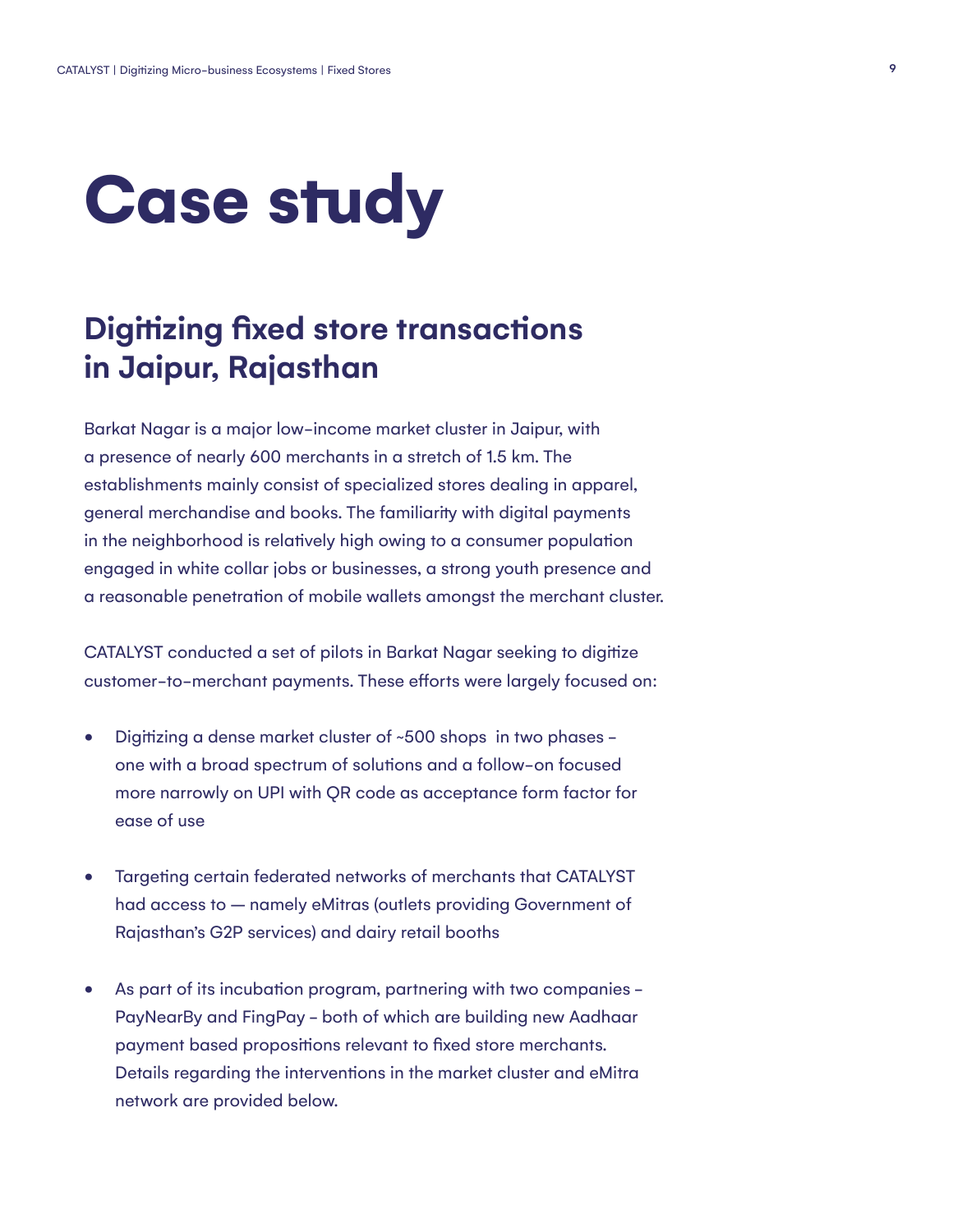# Case study

## Digitizing fixed store transactions in Jaipur, Rajasthan

Barkat Nagar is a major low-income market cluster in Jaipur, with a presence of nearly 600 merchants in a stretch of 1.5 km. The establishments mainly consist of specialized stores dealing in apparel, general merchandise and books. The familiarity with digital payments in the neighborhood is relatively high owing to a consumer population engaged in white collar jobs or businesses, a strong youth presence and a reasonable penetration of mobile wallets amongst the merchant cluster.

CATALYST conducted a set of pilots in Barkat Nagar seeking to digitize customer-to-merchant payments. These efforts were largely focused on:

- Digitizing a dense market cluster of ~500 shops in two phases – one with a broad spectrum of solutions and a follow-on focused more narrowly on UPI with QR code as acceptance form factor for ease of use
- Targeting certain federated networks of merchants that CATALYST had access to — namely eMitras (outlets providing Government of Rajasthan's G2P services) and dairy retail booths
- As part of its incubation program, partnering with two companies – PayNearBy and FingPay – both of which are building new Aadhaar payment based propositions relevant to fixed store merchants. Details regarding the interventions in the market cluster and eMitra network are provided below.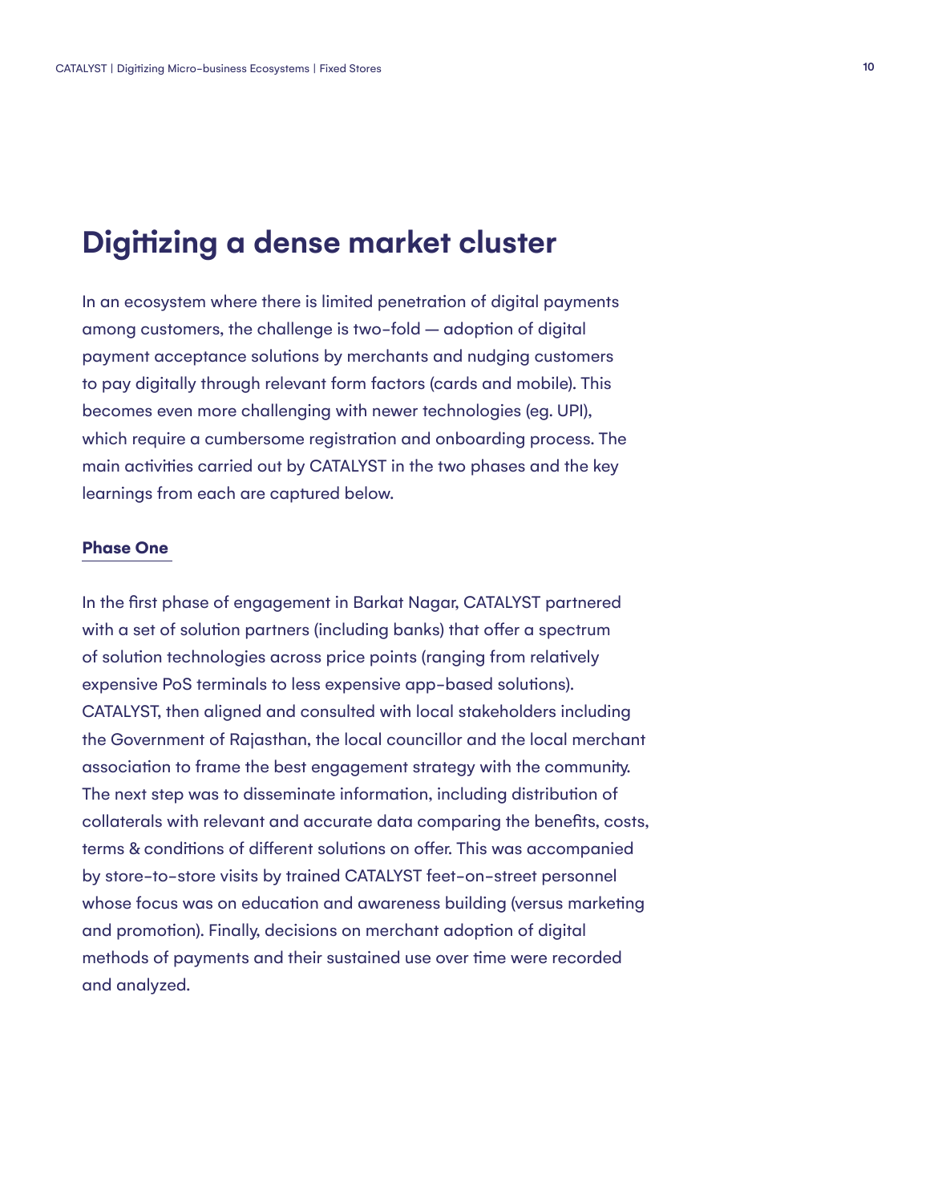# Digitizing a dense market cluster

In an ecosystem where there is limited penetration of digital payments among customers, the challenge is two-fold — adoption of digital payment acceptance solutions by merchants and nudging customers to pay digitally through relevant form factors (cards and mobile). This becomes even more challenging with newer technologies (eg. UPI), which require a cumbersome registration and onboarding process. The main activities carried out by CATALYST in the two phases and the key learnings from each are captured below.

## Phase One

In the first phase of engagement in Barkat Nagar, CATALYST partnered with a set of solution partners (including banks) that offer a spectrum of solution technologies across price points (ranging from relatively expensive PoS terminals to less expensive app-based solutions). CATALYST, then aligned and consulted with local stakeholders including the Government of Rajasthan, the local councillor and the local merchant association to frame the best engagement strategy with the community. The next step was to disseminate information, including distribution of collaterals with relevant and accurate data comparing the benefits, costs, terms & conditions of different solutions on offer. This was accompanied by store-to-store visits by trained CATALYST feet-on-street personnel whose focus was on education and awareness building (versus marketing and promotion). Finally, decisions on merchant adoption of digital methods of payments and their sustained use over time were recorded and analyzed.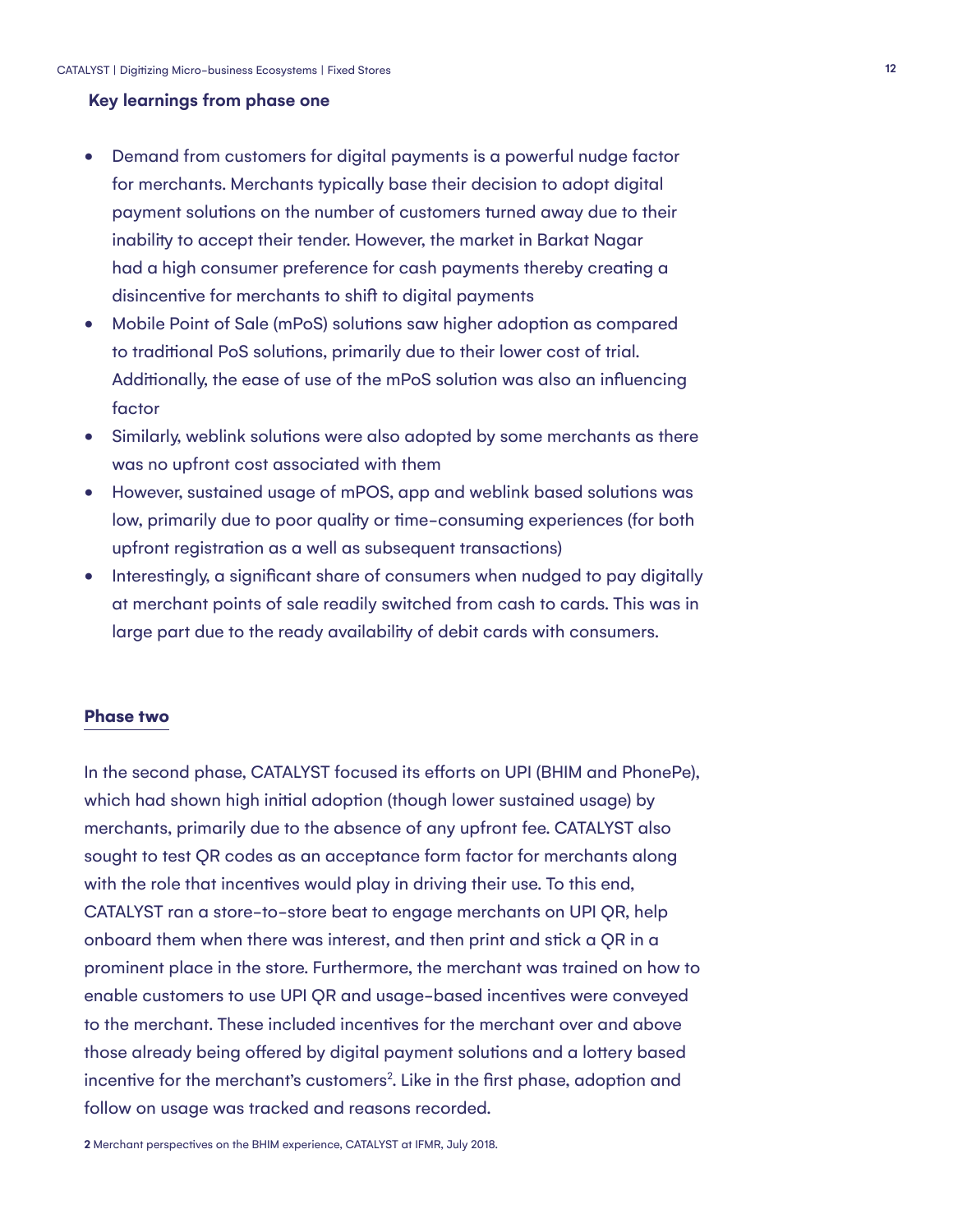### Key learnings from phase one

- Demand from customers for digital payments is a powerful nudge factor for merchants. Merchants typically base their decision to adopt digital payment solutions on the number of customers turned away due to their inability to accept their tender. However, the market in Barkat Nagar had a high consumer preference for cash payments thereby creating a disincentive for merchants to shift to digital payments
- Mobile Point of Sale (mPoS) solutions saw higher adoption as compared to traditional PoS solutions, primarily due to their lower cost of trial. Additionally, the ease of use of the mPoS solution was also an influencing factor
- Similarly, weblink solutions were also adopted by some merchants as there was no upfront cost associated with them
- However, sustained usage of mPOS, app and weblink based solutions was low, primarily due to poor quality or time-consuming experiences (for both upfront registration as a well as subsequent transactions)
- Interestingly, a significant share of consumers when nudged to pay digitally at merchant points of sale readily switched from cash to cards. This was in large part due to the ready availability of debit cards with consumers.

### Phase two

In the second phase, CATALYST focused its efforts on UPI (BHIM and PhonePe), which had shown high initial adoption (though lower sustained usage) by merchants, primarily due to the absence of any upfront fee. CATALYST also sought to test QR codes as an acceptance form factor for merchants along with the role that incentives would play in driving their use. To this end, CATALYST ran a store-to-store beat to engage merchants on UPI QR, help onboard them when there was interest, and then print and stick a QR in a prominent place in the store. Furthermore, the merchant was trained on how to enable customers to use UPI QR and usage-based incentives were conveyed to the merchant. These included incentives for the merchant over and above those already being offered by digital payment solutions and a lottery based incentive for the merchant's customers[2]. Like in the first phase, adoption and follow on usage was tracked and reasons recorded.

**2** Merchant perspectives on the BHIM experience, CATALYST at IFMR, July 2018.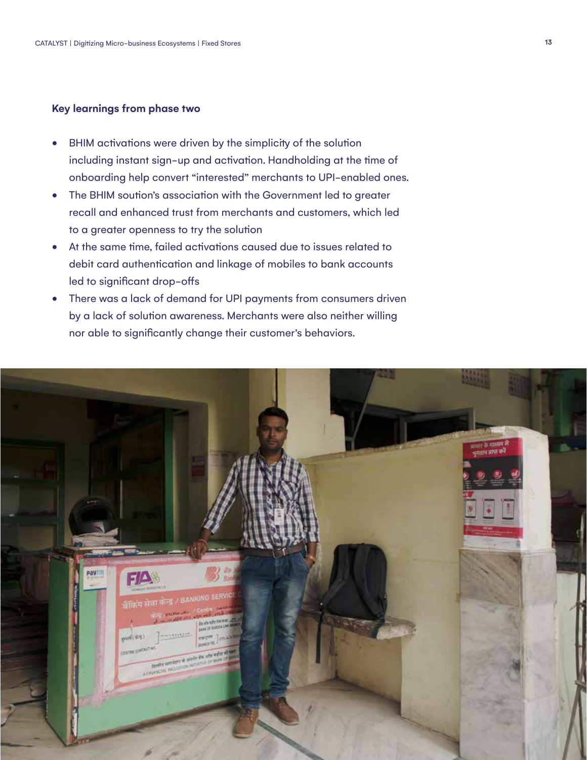**Key learnings from phase two**

- BHIM activations were driven by the simplicity of the solution including instant sign-up and activation. Handholding at the time of onboarding help convert "interested" merchants to UPI-enabled ones.
- The BHIM soution's association with the Government led to greater recall and enhanced trust from merchants and customers, which led to a greater openness to try the solution
- At the same time, failed activations caused due to issues related to debit card authentication and linkage of mobiles to bank accounts led to significant drop-offs
- There was a lack of demand for UPI payments from consumers driven by a lack of solution awareness. Merchants were also neither willing nor able to significantly change their customer's behaviors.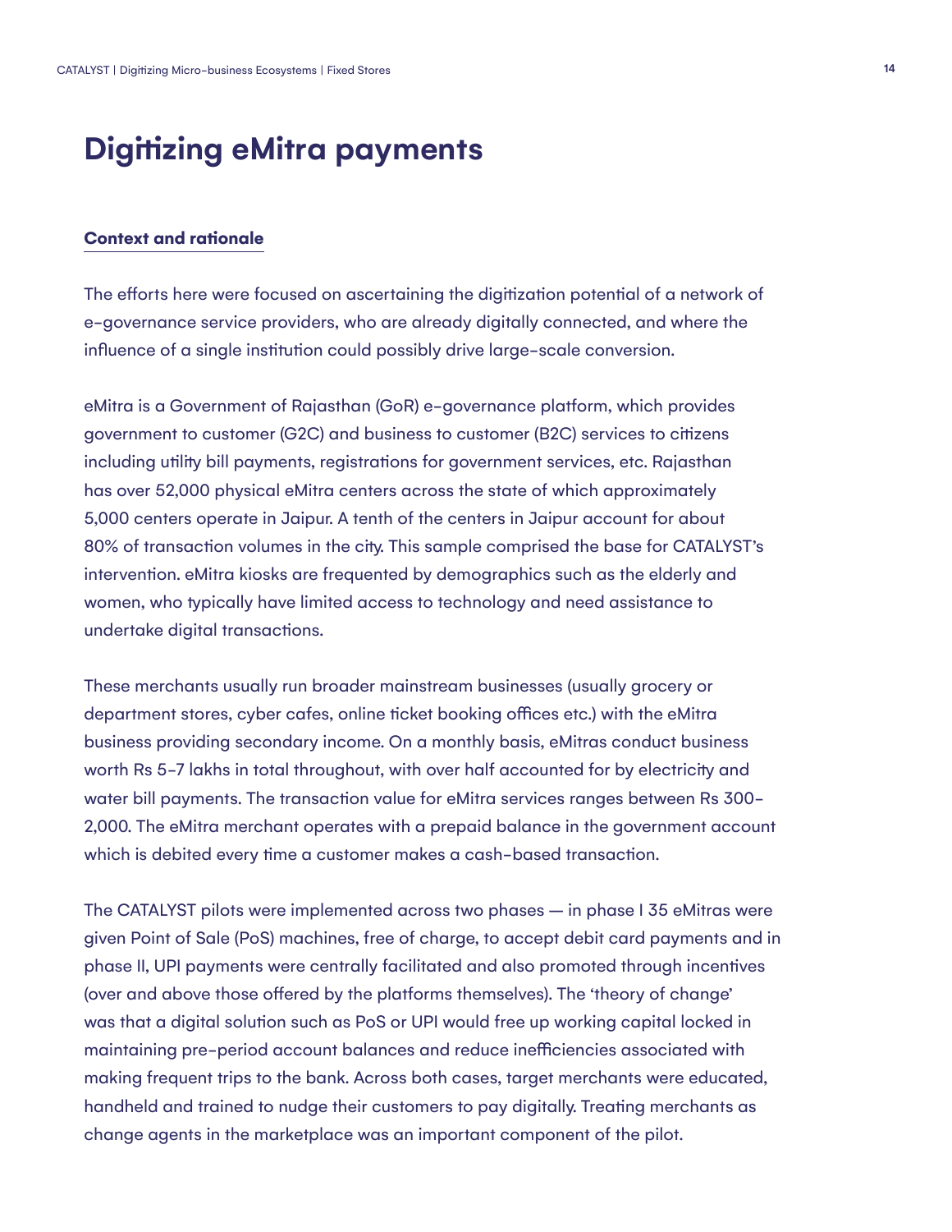# Digitizing eMitra payments

## Context and rationale

The efforts here were focused on ascertaining the digitization potential of a network of e-governance service providers, who are already digitally connected, and where the influence of a single institution could possibly drive large-scale conversion.

eMitra is a Government of Rajasthan (GoR) e-governance platform, which provides government to customer (G2C) and business to customer (B2C) services to citizens including utility bill payments, registrations for government services, etc. Rajasthan has over 52,000 physical eMitra centers across the state of which approximately 5,000 centers operate in Jaipur. A tenth of the centers in Jaipur account for about 80% of transaction volumes in the city. This sample comprised the base for CATALYST's intervention. eMitra kiosks are frequented by demographics such as the elderly and women, who typically have limited access to technology and need assistance to undertake digital transactions.

These merchants usually run broader mainstream businesses (usually grocery or department stores, cyber cafes, online ticket booking offices etc.) with the eMitra business providing secondary income. On a monthly basis, eMitras conduct business worth Rs 5-7 lakhs in total throughout, with over half accounted for by electricity and water bill payments. The transaction value for eMitra services ranges between Rs 300-2,000. The eMitra merchant operates with a prepaid balance in the government account which is debited every time a customer makes a cash-based transaction.

The CATALYST pilots were implemented across two phases — in phase I 35 eMitras were given Point of Sale (PoS) machines, free of charge, to accept debit card payments and in phase II, UPI payments were centrally facilitated and also promoted through incentives (over and above those offered by the platforms themselves). The 'theory of change' was that a digital solution such as PoS or UPI would free up working capital locked in maintaining pre-period account balances and reduce inefficiencies associated with making frequent trips to the bank. Across both cases, target merchants were educated, handheld and trained to nudge their customers to pay digitally. Treating merchants as change agents in the marketplace was an important component of the pilot.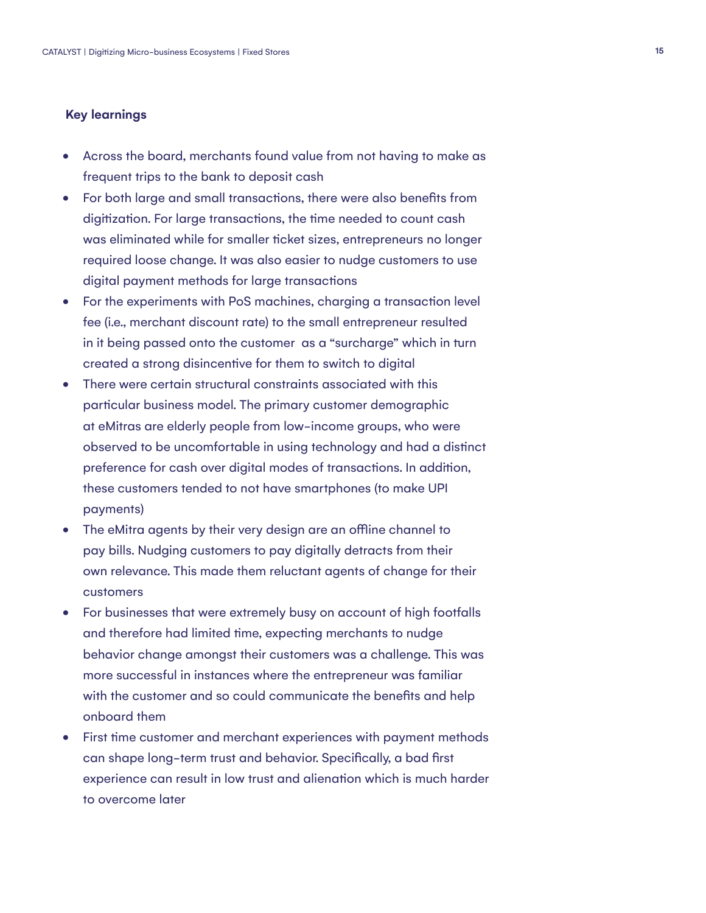## Key learnings

- Across the board, merchants found value from not having to make as frequent trips to the bank to deposit cash
- For both large and small transactions, there were also benefits from digitization. For large transactions, the time needed to count cash was eliminated while for smaller ticket sizes, entrepreneurs no longer required loose change. It was also easier to nudge customers to use digital payment methods for large transactions
- For the experiments with PoS machines, charging a transaction level fee (i.e., merchant discount rate) to the small entrepreneur resulted in it being passed onto the customer as a "surcharge" which in turn created a strong disincentive for them to switch to digital
- There were certain structural constraints associated with this particular business model. The primary customer demographic at eMitras are elderly people from low-income groups, who were observed to be uncomfortable in using technology and had a distinct preference for cash over digital modes of transactions. In addition, these customers tended to not have smartphones (to make UPI payments)
- The eMitra agents by their very design are an offline channel to pay bills. Nudging customers to pay digitally detracts from their own relevance. This made them reluctant agents of change for their customers
- For businesses that were extremely busy on account of high footfalls and therefore had limited time, expecting merchants to nudge behavior change amongst their customers was a challenge. This was more successful in instances where the entrepreneur was familiar with the customer and so could communicate the benefits and help onboard them
- First time customer and merchant experiences with payment methods can shape long-term trust and behavior. Specifically, a bad first experience can result in low trust and alienation which is much harder to overcome later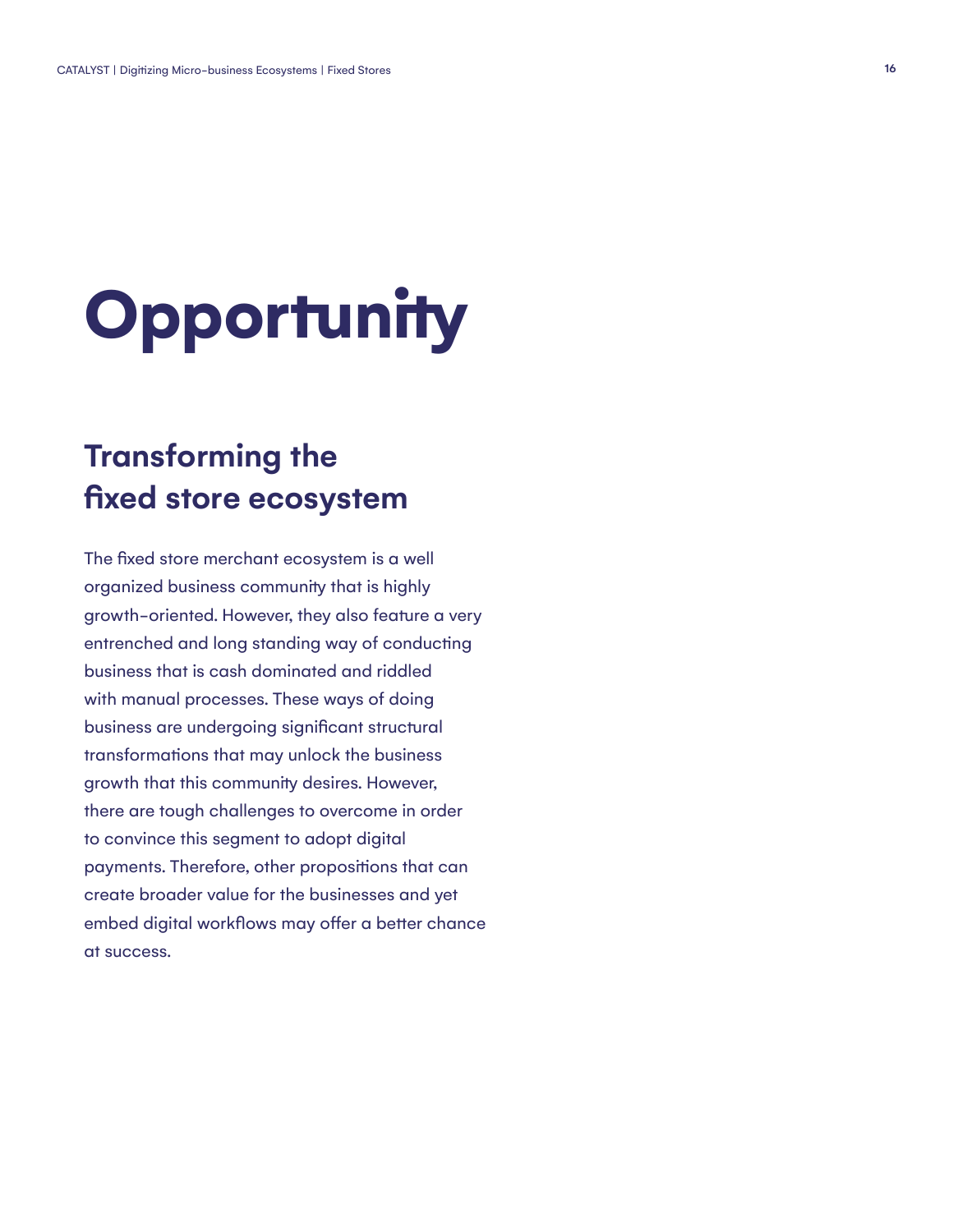# Opportunity

## Transforming the fixed store ecosystem

The fixed store merchant ecosystem is a well organized business community that is highly growth-oriented. However, they also feature a very entrenched and long standing way of conducting business that is cash dominated and riddled with manual processes. These ways of doing business are undergoing significant structural transformations that may unlock the business growth that this community desires. However, there are tough challenges to overcome in order to convince this segment to adopt digital payments. Therefore, other propositions that can create broader value for the businesses and yet embed digital workflows may offer a better chance at success.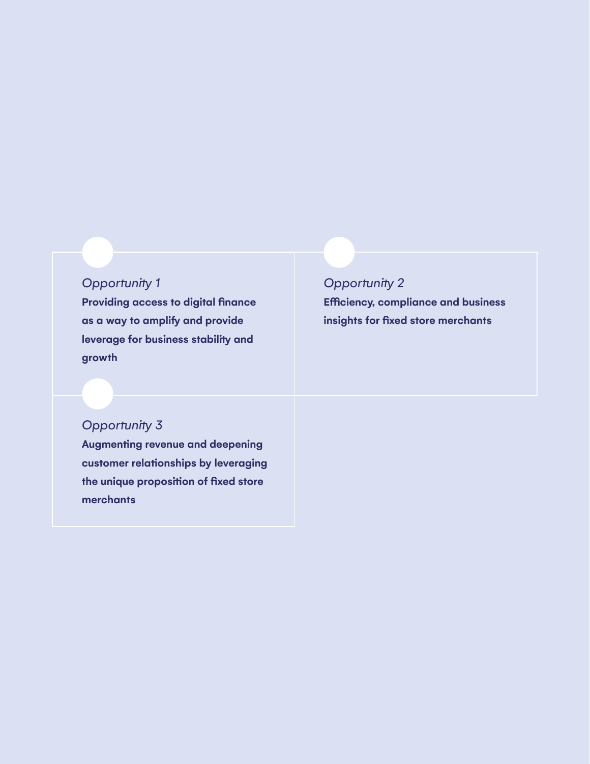*Opportunity 1*

**Providing access to digital finance as a way to amplify and provide leverage for business stability and growth**

*Opportunity 2*

**Efficiency, compliance and business insights for fixed store merchants**

*Opportunity 3*

**Augmenting revenue and deepening customer relationships by leveraging the unique proposition of fixed store merchants**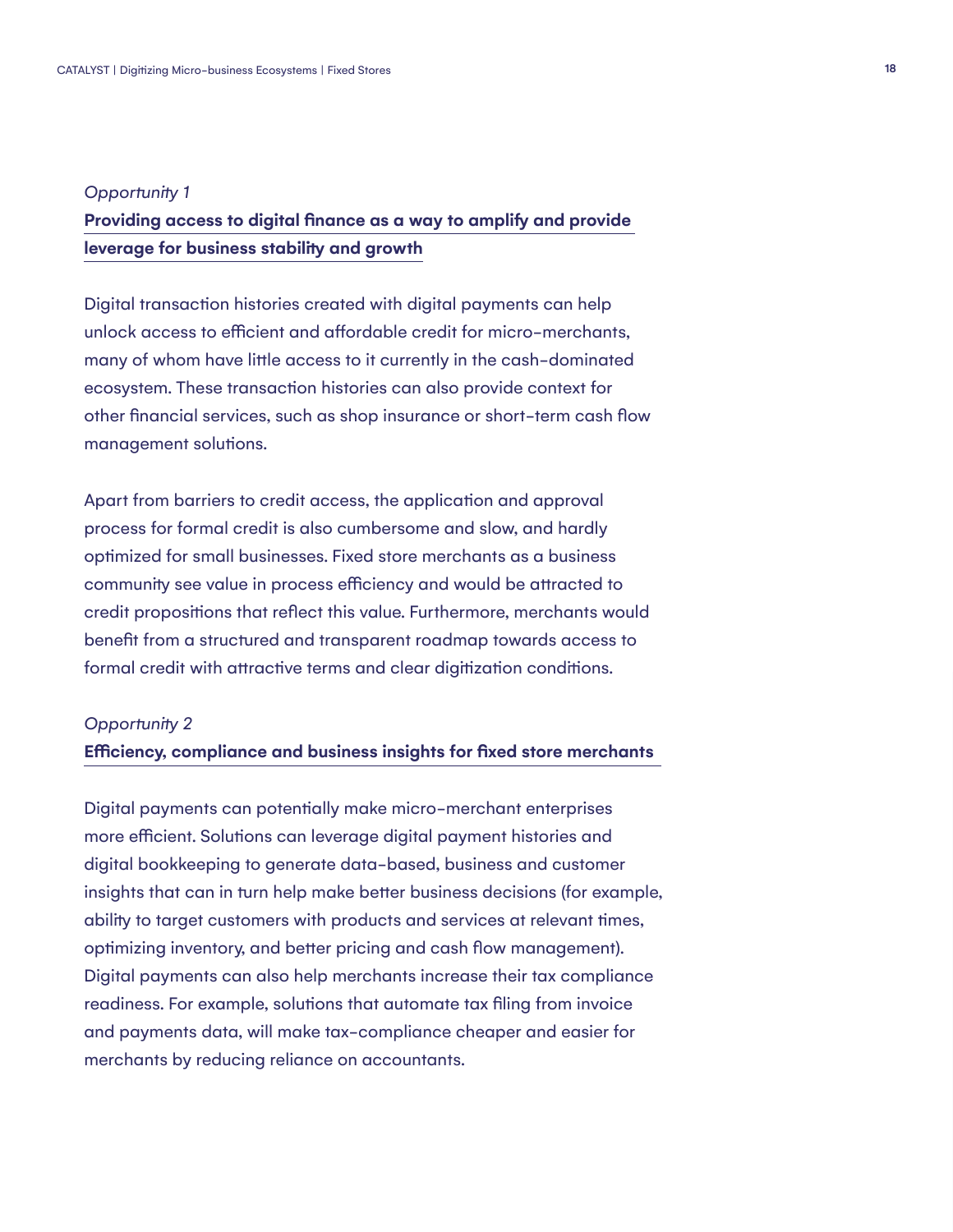*Opportunity 1*

**Providing access to digital finance as a way to amplify and provide leverage for business stability and growth**

Digital transaction histories created with digital payments can help unlock access to efficient and affordable credit for micro-merchants, many of whom have little access to it currently in the cash-dominated ecosystem. These transaction histories can also provide context for other financial services, such as shop insurance or short-term cash flow management solutions.

Apart from barriers to credit access, the application and approval process for formal credit is also cumbersome and slow, and hardly optimized for small businesses. Fixed store merchants as a business community see value in process efficiency and would be attracted to credit propositions that reflect this value. Furthermore, merchants would benefit from a structured and transparent roadmap towards access to formal credit with attractive terms and clear digitization conditions.

*Opportunity 2*

**Efficiency, compliance and business insights for fixed store merchants**

Digital payments can potentially make micro-merchant enterprises more efficient. Solutions can leverage digital payment histories and digital bookkeeping to generate data-based, business and customer insights that can in turn help make better business decisions (for example, ability to target customers with products and services at relevant times, optimizing inventory, and better pricing and cash flow management). Digital payments can also help merchants increase their tax compliance readiness. For example, solutions that automate tax filing from invoice and payments data, will make tax-compliance cheaper and easier for merchants by reducing reliance on accountants.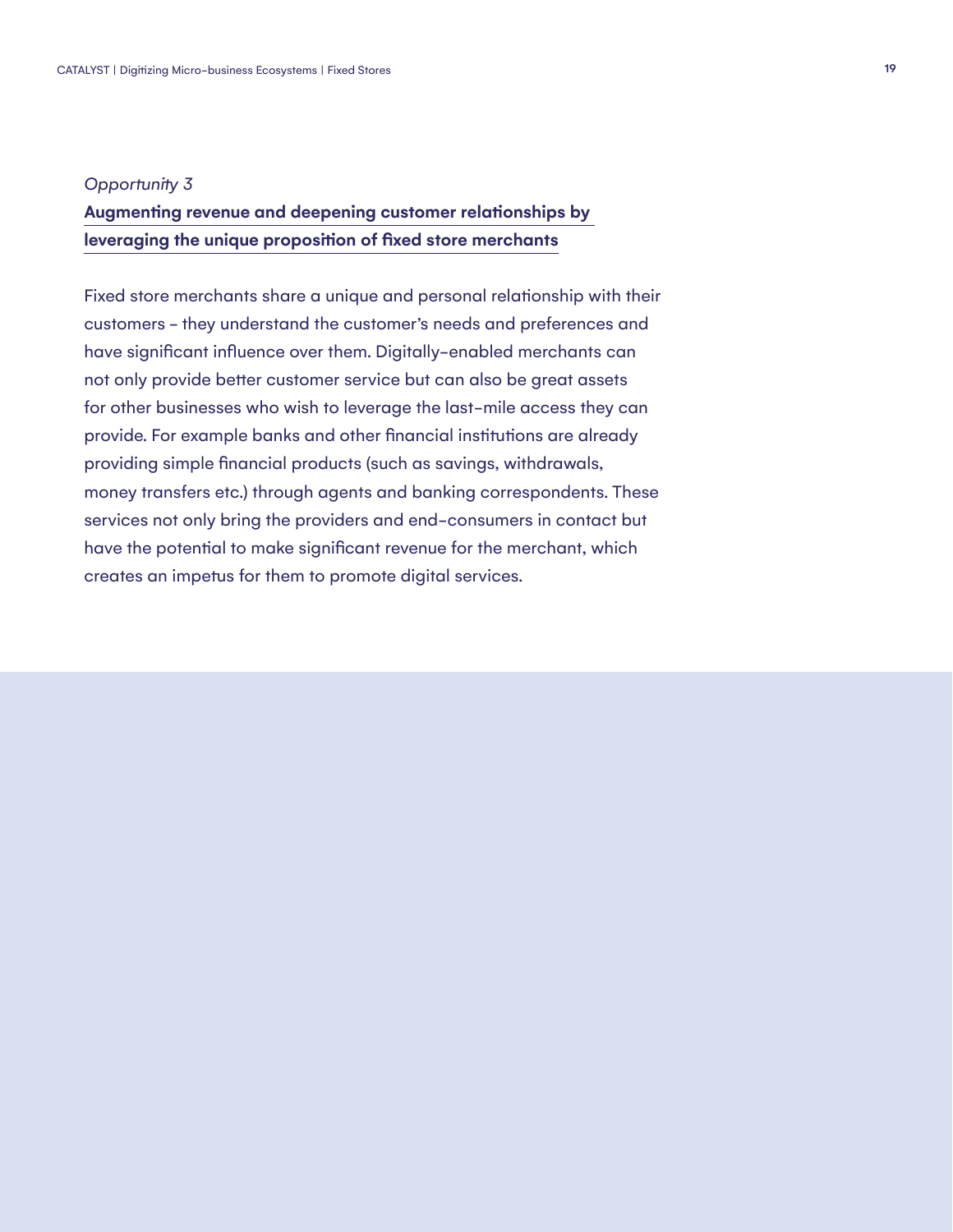*Opportunity 3*

### Augmenting revenue and deepening customer relationships by leveraging the unique proposition of fixed store merchants

Fixed store merchants share a unique and personal relationship with their customers – they understand the customer's needs and preferences and have significant influence over them. Digitally-enabled merchants can not only provide better customer service but can also be great assets for other businesses who wish to leverage the last-mile access they can provide. For example banks and other financial institutions are already providing simple financial products (such as savings, withdrawals, money transfers etc.) through agents and banking correspondents. These services not only bring the providers and end-consumers in contact but have the potential to make significant revenue for the merchant, which creates an impetus for them to promote digital services.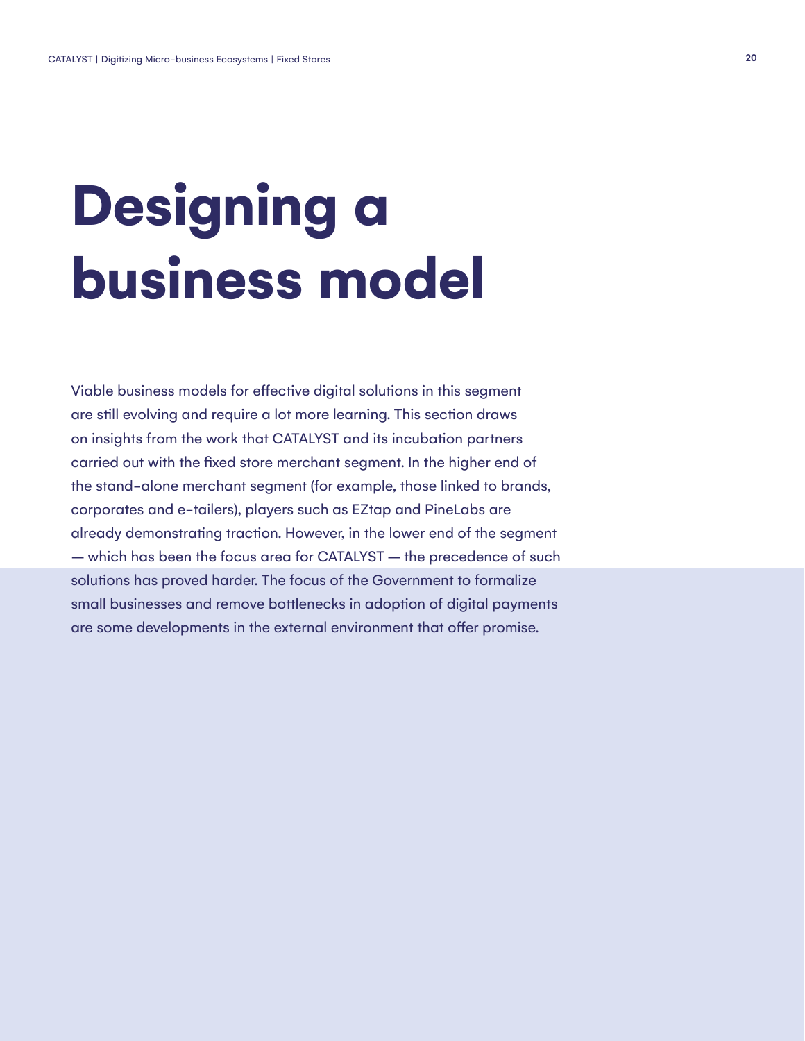# Designing a business model

Viable business models for effective digital solutions in this segment are still evolving and require a lot more learning. This section draws on insights from the work that CATALYST and its incubation partners carried out with the fixed store merchant segment. In the higher end of the stand-alone merchant segment (for example, those linked to brands, corporates and e-tailers), players such as EZtap and PineLabs are already demonstrating traction. However, in the lower end of the segment — which has been the focus area for CATALYST — the precedence of such solutions has proved harder. The focus of the Government to formalize small businesses and remove bottlenecks in adoption of digital payments are some developments in the external environment that offer promise.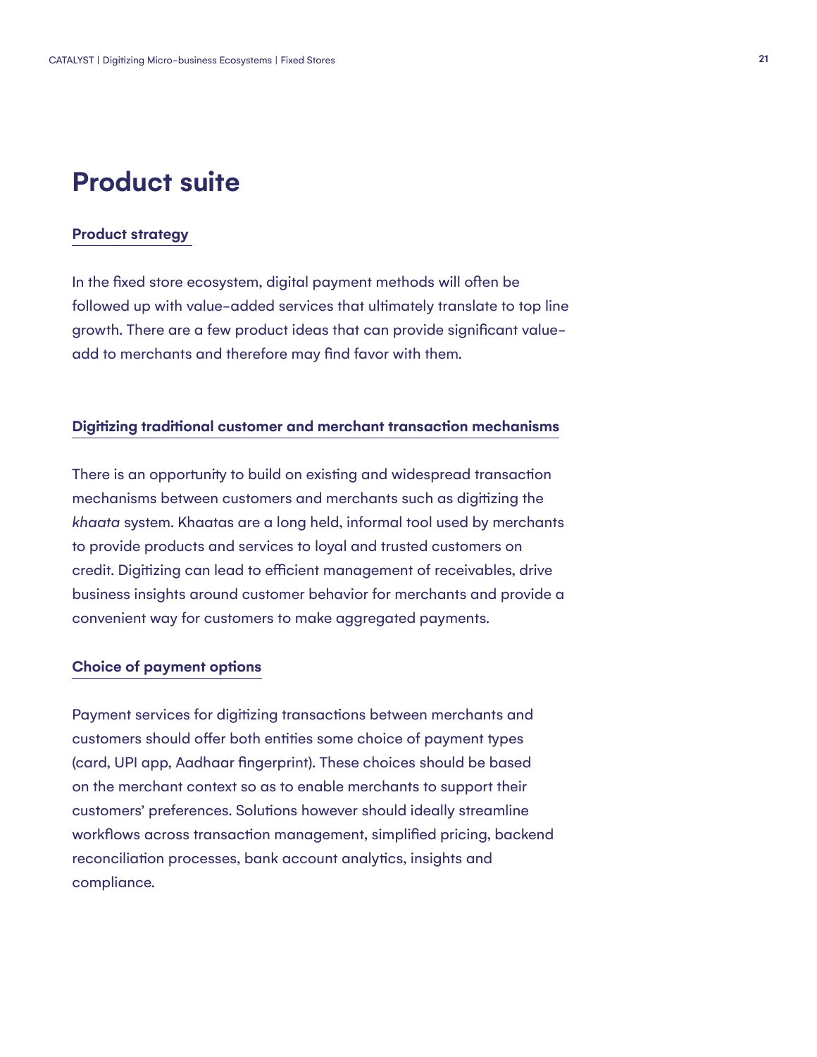# Product suite

### Product strategy

In the fixed store ecosystem, digital payment methods will often be followed up with value-added services that ultimately translate to top line growth. There are a few product ideas that can provide significant value-add to merchants and therefore may find favor with them.

### Digitizing traditional customer and merchant transaction mechanisms

There is an opportunity to build on existing and widespread transaction mechanisms between customers and merchants such as digitizing the *khaata* system. Khaatas are a long held, informal tool used by merchants to provide products and services to loyal and trusted customers on credit. Digitizing can lead to efficient management of receivables, drive business insights around customer behavior for merchants and provide a convenient way for customers to make aggregated payments.

### Choice of payment options

Payment services for digitizing transactions between merchants and customers should offer both entities some choice of payment types (card, UPI app, Aadhaar fingerprint). These choices should be based on the merchant context so as to enable merchants to support their customers' preferences. Solutions however should ideally streamline workflows across transaction management, simplified pricing, backend reconciliation processes, bank account analytics, insights and compliance.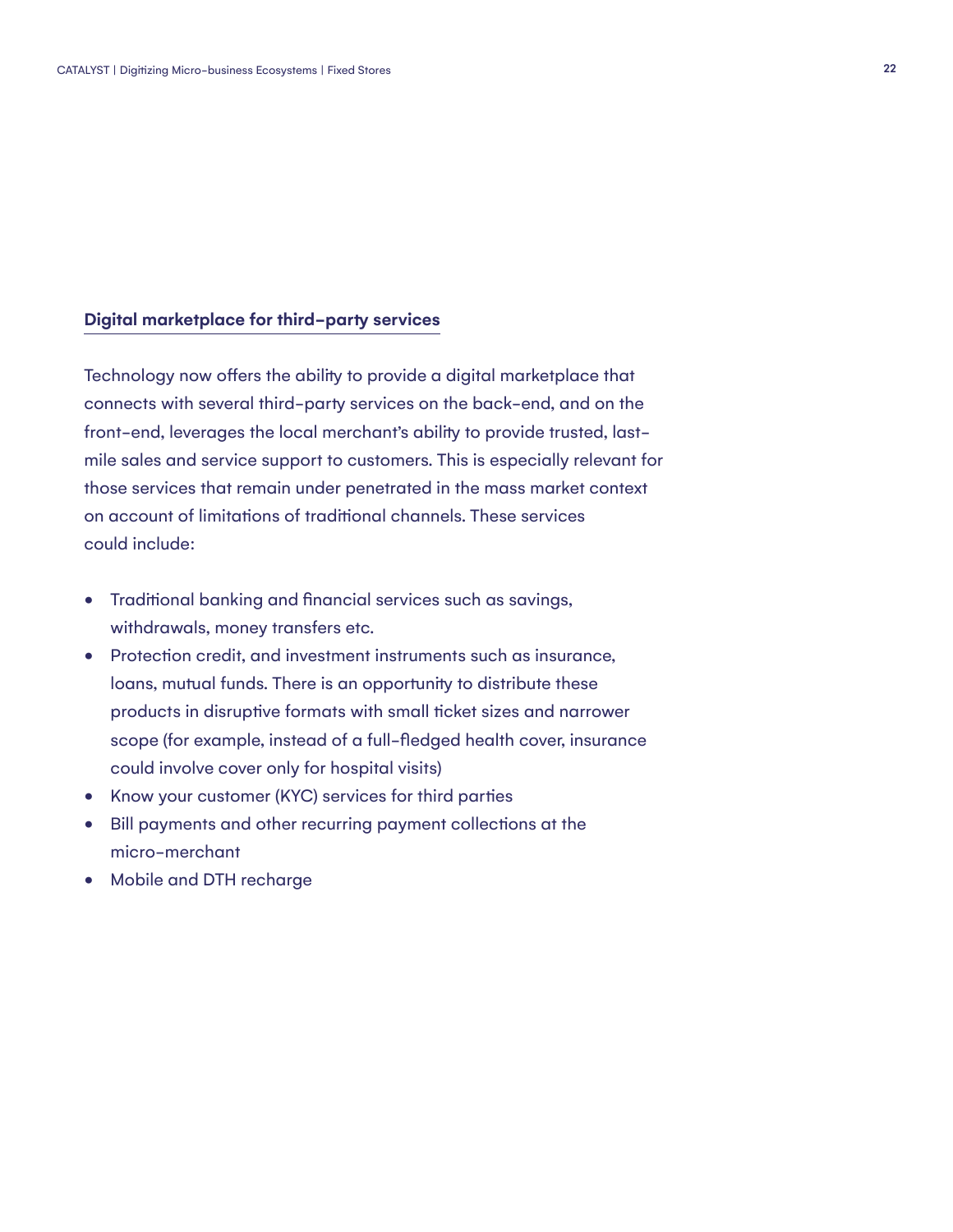### Digital marketplace for third-party services

Technology now offers the ability to provide a digital marketplace that connects with several third-party services on the back-end, and on the front-end, leverages the local merchant's ability to provide trusted, last-mile sales and service support to customers. This is especially relevant for those services that remain under penetrated in the mass market context on account of limitations of traditional channels. These services could include:

- Traditional banking and financial services such as savings, withdrawals, money transfers etc.
- Protection credit, and investment instruments such as insurance, loans, mutual funds. There is an opportunity to distribute these products in disruptive formats with small ticket sizes and narrower scope (for example, instead of a full-fledged health cover, insurance could involve cover only for hospital visits)
- Know your customer (KYC) services for third parties
- Bill payments and other recurring payment collections at the micro-merchant
- Mobile and DTH recharge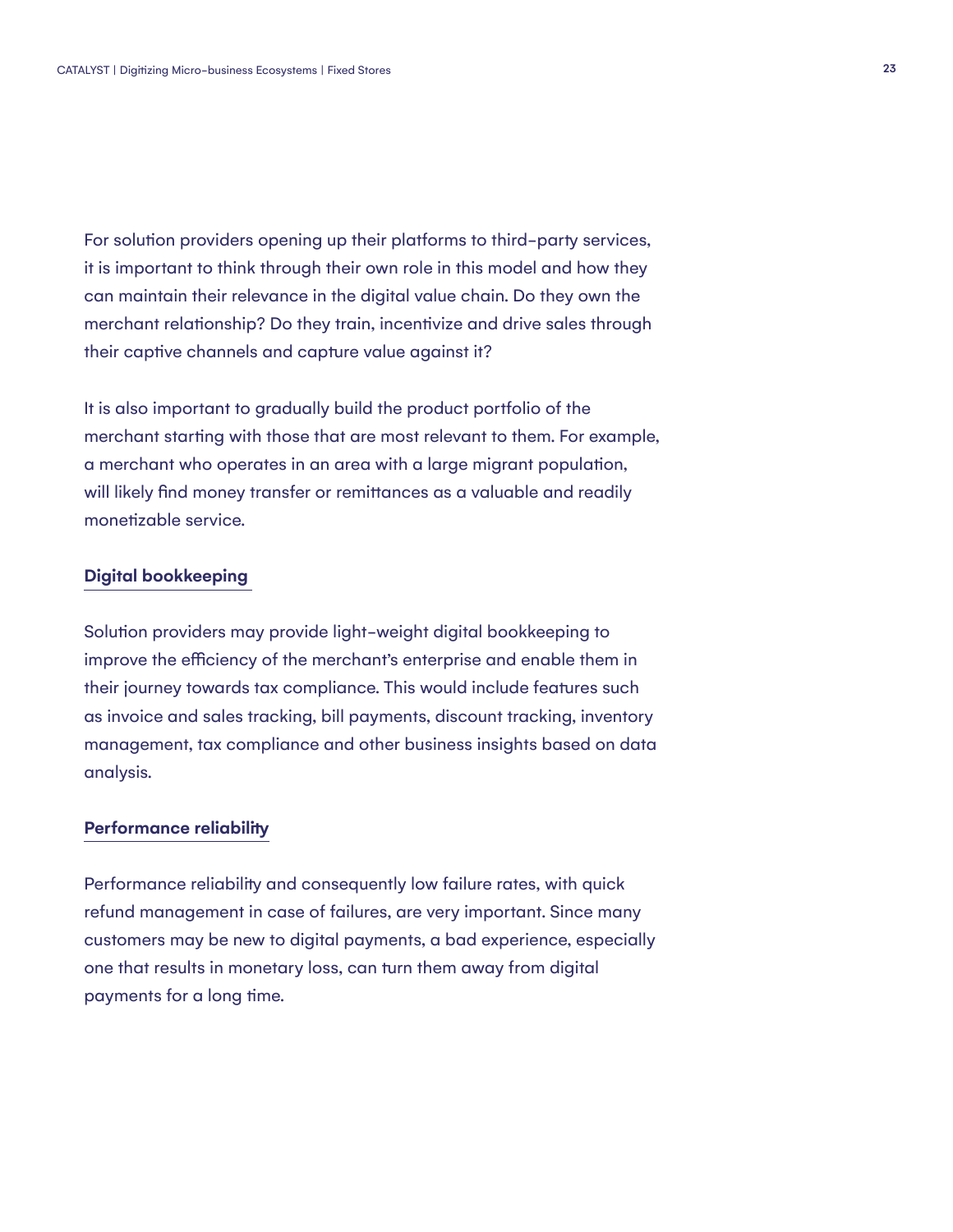For solution providers opening up their platforms to third-party services, it is important to think through their own role in this model and how they can maintain their relevance in the digital value chain. Do they own the merchant relationship? Do they train, incentivize and drive sales through their captive channels and capture value against it?

It is also important to gradually build the product portfolio of the merchant starting with those that are most relevant to them. For example, a merchant who operates in an area with a large migrant population, will likely find money transfer or remittances as a valuable and readily monetizable service.

### Digital bookkeeping

Solution providers may provide light-weight digital bookkeeping to improve the efficiency of the merchant's enterprise and enable them in their journey towards tax compliance. This would include features such as invoice and sales tracking, bill payments, discount tracking, inventory management, tax compliance and other business insights based on data analysis.

### Performance reliability

Performance reliability and consequently low failure rates, with quick refund management in case of failures, are very important. Since many customers may be new to digital payments, a bad experience, especially one that results in monetary loss, can turn them away from digital payments for a long time.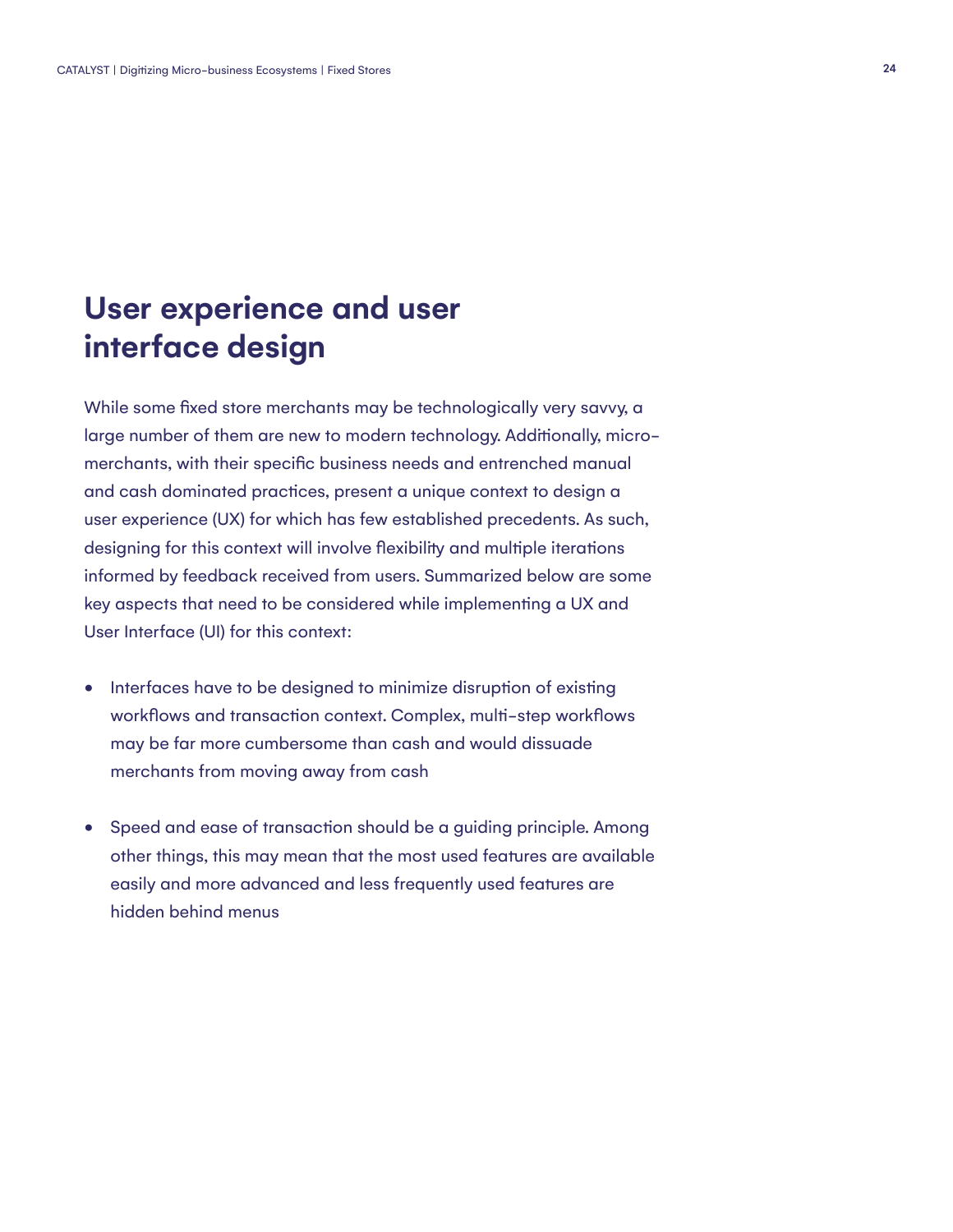## User experience and user interface design

While some fixed store merchants may be technologically very savvy, a large number of them are new to modern technology. Additionally, micro-merchants, with their specific business needs and entrenched manual and cash dominated practices, present a unique context to design a user experience (UX) for which has few established precedents. As such, designing for this context will involve flexibility and multiple iterations informed by feedback received from users. Summarized below are some key aspects that need to be considered while implementing a UX and User Interface (UI) for this context:

- Interfaces have to be designed to minimize disruption of existing workflows and transaction context. Complex, multi-step workflows may be far more cumbersome than cash and would dissuade merchants from moving away from cash
- Speed and ease of transaction should be a guiding principle. Among other things, this may mean that the most used features are available easily and more advanced and less frequently used features are hidden behind menus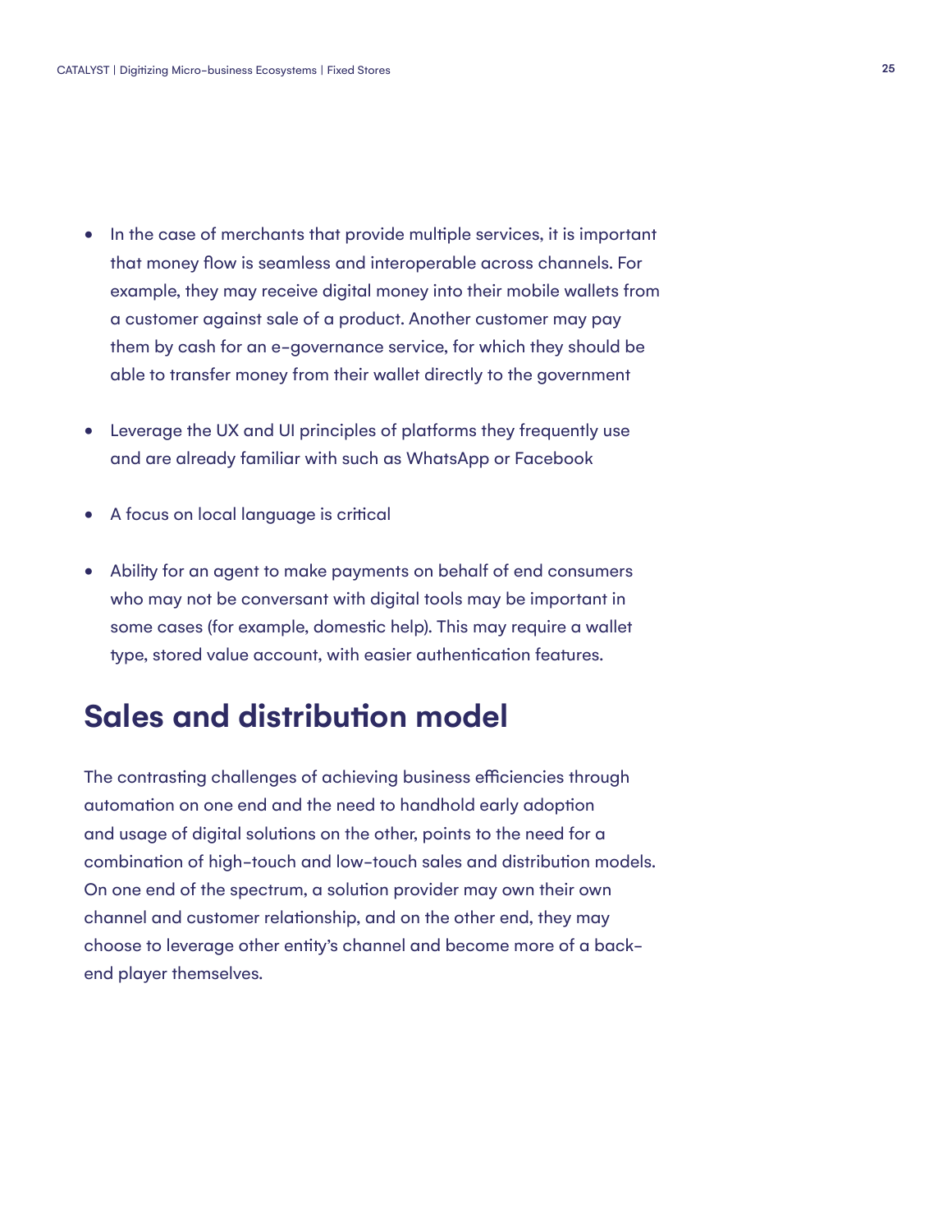- In the case of merchants that provide multiple services, it is important that money flow is seamless and interoperable across channels. For example, they may receive digital money into their mobile wallets from a customer against sale of a product. Another customer may pay them by cash for an e-governance service, for which they should be able to transfer money from their wallet directly to the government

- Leverage the UX and UI principles of platforms they frequently use and are already familiar with such as WhatsApp or Facebook

- A focus on local language is critical

- Ability for an agent to make payments on behalf of end consumers who may not be conversant with digital tools may be important in some cases (for example, domestic help). This may require a wallet type, stored value account, with easier authentication features.

## Sales and distribution model

The contrasting challenges of achieving business efficiencies through automation on one end and the need to handhold early adoption and usage of digital solutions on the other, points to the need for a combination of high-touch and low-touch sales and distribution models. On one end of the spectrum, a solution provider may own their own channel and customer relationship, and on the other end, they may choose to leverage other entity's channel and become more of a back-end player themselves.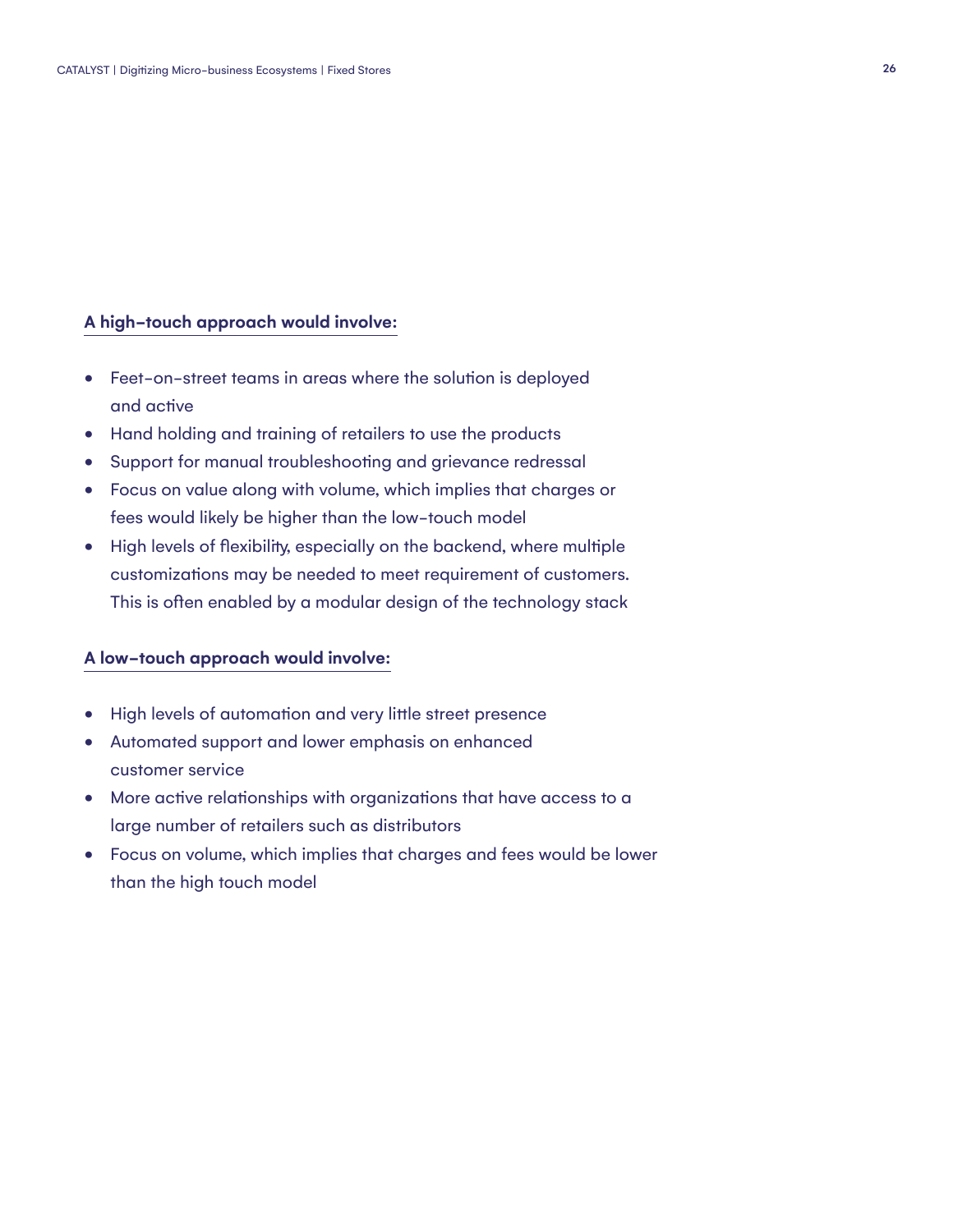**A high-touch approach would involve:**

- Feet-on-street teams in areas where the solution is deployed and active
- Hand holding and training of retailers to use the products
- Support for manual troubleshooting and grievance redressal
- Focus on value along with volume, which implies that charges or fees would likely be higher than the low-touch model
- High levels of flexibility, especially on the backend, where multiple customizations may be needed to meet requirement of customers. This is often enabled by a modular design of the technology stack

**A low-touch approach would involve:**

- High levels of automation and very little street presence
- Automated support and lower emphasis on enhanced customer service
- More active relationships with organizations that have access to a large number of retailers such as distributors
- Focus on volume, which implies that charges and fees would be lower than the high touch model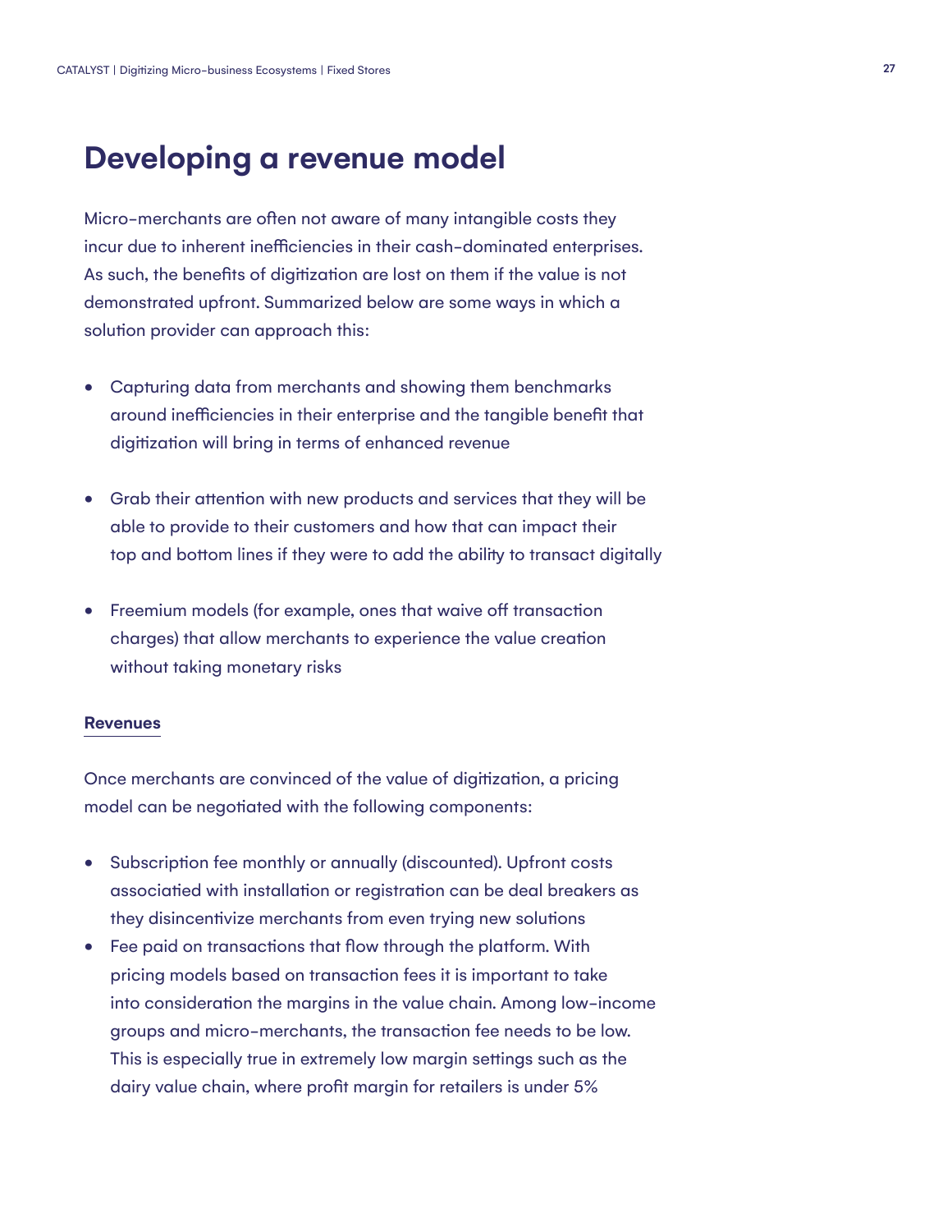# Developing a revenue model

Micro-merchants are often not aware of many intangible costs they incur due to inherent inefficiencies in their cash-dominated enterprises. As such, the benefits of digitization are lost on them if the value is not demonstrated upfront. Summarized below are some ways in which a solution provider can approach this:

- Capturing data from merchants and showing them benchmarks around inefficiencies in their enterprise and the tangible benefit that digitization will bring in terms of enhanced revenue

- Grab their attention with new products and services that they will be able to provide to their customers and how that can impact their top and bottom lines if they were to add the ability to transact digitally

- Freemium models (for example, ones that waive off transaction charges) that allow merchants to experience the value creation without taking monetary risks

## Revenues

Once merchants are convinced of the value of digitization, a pricing model can be negotiated with the following components:

- Subscription fee monthly or annually (discounted). Upfront costs associated with installation or registration can be deal breakers as they disincentivize merchants from even trying new solutions
- Fee paid on transactions that flow through the platform. With pricing models based on transaction fees it is important to take into consideration the margins in the value chain. Among low-income groups and micro-merchants, the transaction fee needs to be low. This is especially true in extremely low margin settings such as the dairy value chain, where profit margin for retailers is under 5%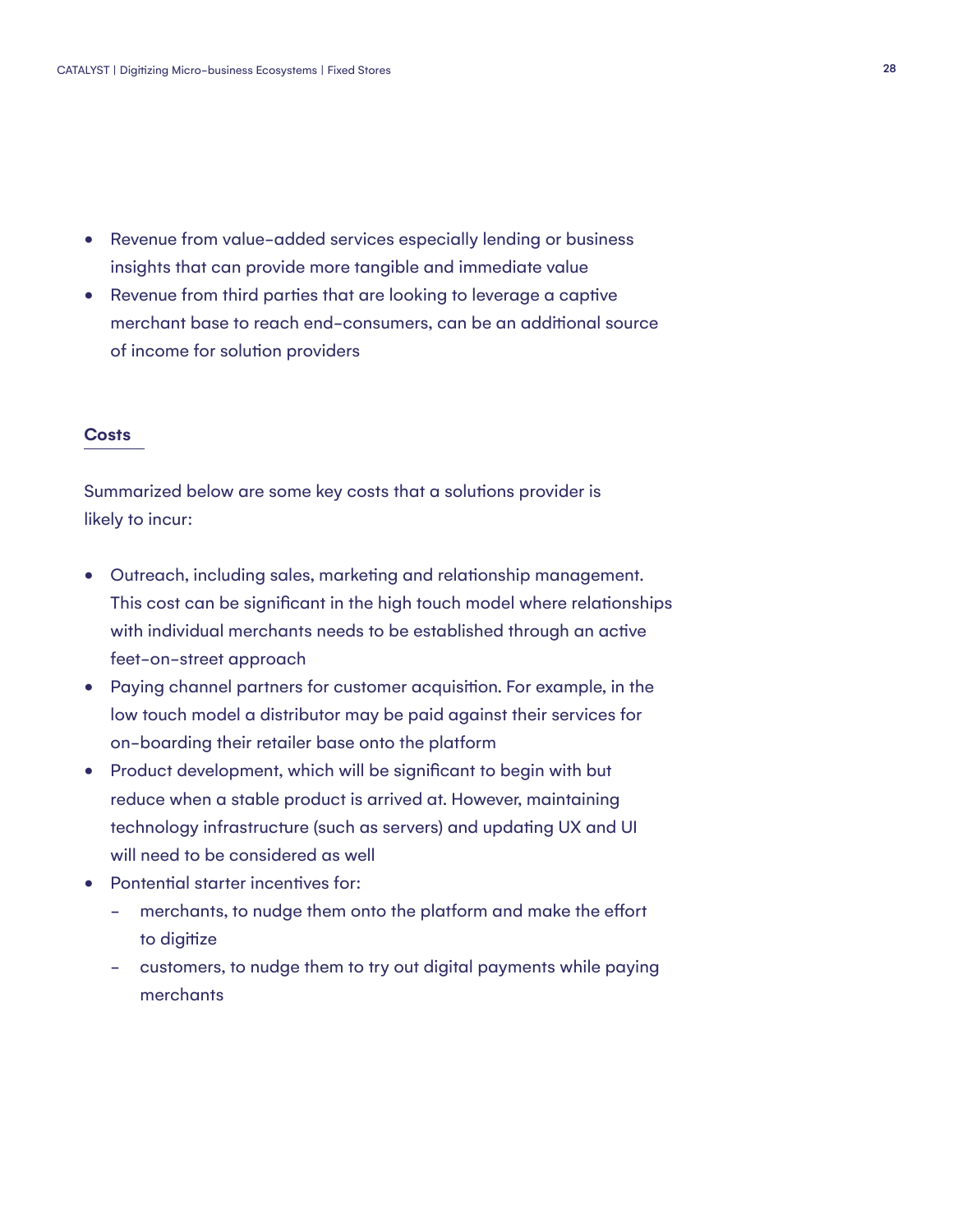- Revenue from value-added services especially lending or business insights that can provide more tangible and immediate value
- Revenue from third parties that are looking to leverage a captive merchant base to reach end-consumers, can be an additional source of income for solution providers

## Costs

Summarized below are some key costs that a solutions provider is likely to incur:

- Outreach, including sales, marketing and relationship management. This cost can be significant in the high touch model where relationships with individual merchants needs to be established through an active feet-on-street approach
- Paying channel partners for customer acquisition. For example, in the low touch model a distributor may be paid against their services for on-boarding their retailer base onto the platform
- Product development, which will be significant to begin with but reduce when a stable product is arrived at. However, maintaining technology infrastructure (such as servers) and updating UX and UI will need to be considered as well
- Pontential starter incentives for:
  - merchants, to nudge them onto the platform and make the effort to digitize
  - customers, to nudge them to try out digital payments while paying merchants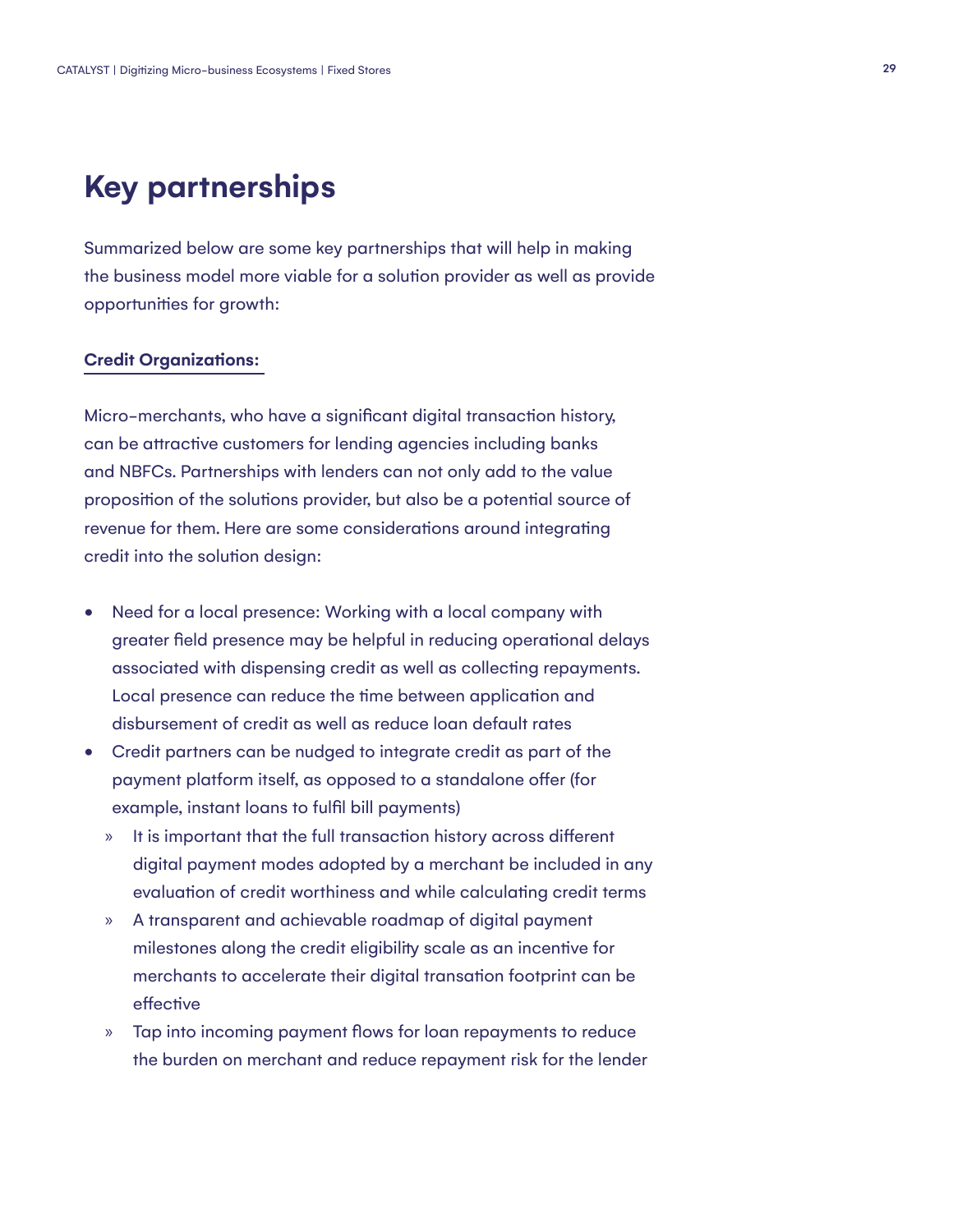## Key partnerships

Summarized below are some key partnerships that will help in making the business model more viable for a solution provider as well as provide opportunities for growth:

**Credit Organizations:**

Micro-merchants, who have a significant digital transaction history, can be attractive customers for lending agencies including banks and NBFCs. Partnerships with lenders can not only add to the value proposition of the solutions provider, but also be a potential source of revenue for them. Here are some considerations around integrating credit into the solution design:

- Need for a local presence: Working with a local company with greater field presence may be helpful in reducing operational delays associated with dispensing credit as well as collecting repayments. Local presence can reduce the time between application and disbursement of credit as well as reduce loan default rates
- Credit partners can be nudged to integrate credit as part of the payment platform itself, as opposed to a standalone offer (for example, instant loans to fulfil bill payments)
  - It is important that the full transaction history across different digital payment modes adopted by a merchant be included in any evaluation of credit worthiness and while calculating credit terms
  - A transparent and achievable roadmap of digital payment milestones along the credit eligibility scale as an incentive for merchants to accelerate their digital transation footprint can be effective
  - Tap into incoming payment flows for loan repayments to reduce the burden on merchant and reduce repayment risk for the lender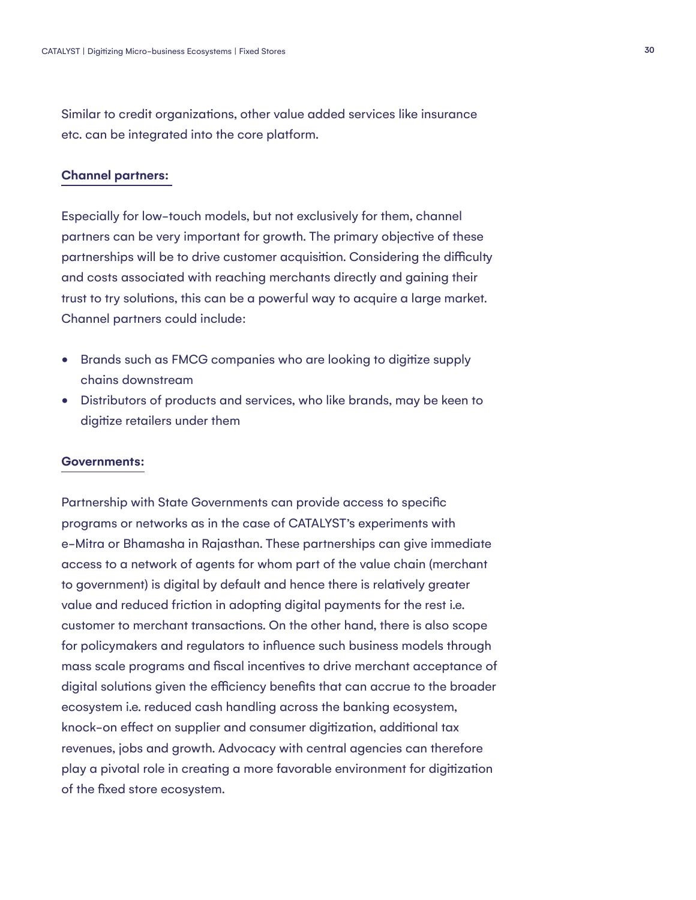Similar to credit organizations, other value added services like insurance etc. can be integrated into the core platform.

**Channel partners:**

Especially for low-touch models, but not exclusively for them, channel partners can be very important for growth. The primary objective of these partnerships will be to drive customer acquisition. Considering the difficulty and costs associated with reaching merchants directly and gaining their trust to try solutions, this can be a powerful way to acquire a large market. Channel partners could include:

- Brands such as FMCG companies who are looking to digitize supply chains downstream
- Distributors of products and services, who like brands, may be keen to digitize retailers under them

**Governments:**

Partnership with State Governments can provide access to specific programs or networks as in the case of CATALYST's experiments with e-Mitra or Bhamasha in Rajasthan. These partnerships can give immediate access to a network of agents for whom part of the value chain (merchant to government) is digital by default and hence there is relatively greater value and reduced friction in adopting digital payments for the rest i.e. customer to merchant transactions. On the other hand, there is also scope for policymakers and regulators to influence such business models through mass scale programs and fiscal incentives to drive merchant acceptance of digital solutions given the efficiency benefits that can accrue to the broader ecosystem i.e. reduced cash handling across the banking ecosystem, knock-on effect on supplier and consumer digitization, additional tax revenues, jobs and growth. Advocacy with central agencies can therefore play a pivotal role in creating a more favorable environment for digitization of the fixed store ecosystem.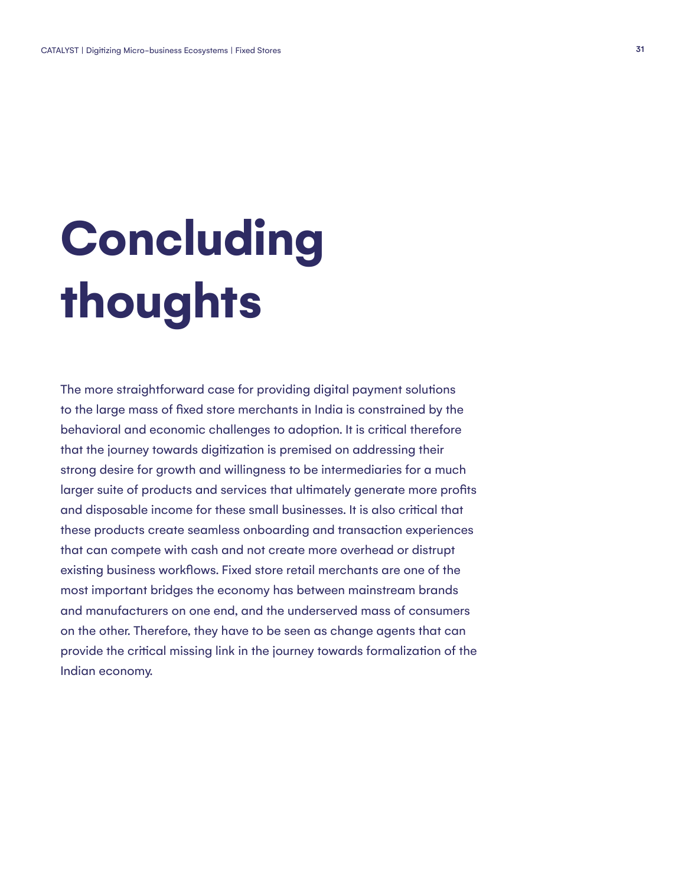# Concluding thoughts

The more straightforward case for providing digital payment solutions to the large mass of fixed store merchants in India is constrained by the behavioral and economic challenges to adoption. It is critical therefore that the journey towards digitization is premised on addressing their strong desire for growth and willingness to be intermediaries for a much larger suite of products and services that ultimately generate more profits and disposable income for these small businesses. It is also critical that these products create seamless onboarding and transaction experiences that can compete with cash and not create more overhead or distrupt existing business workflows. Fixed store retail merchants are one of the most important bridges the economy has between mainstream brands and manufacturers on one end, and the underserved mass of consumers on the other. Therefore, they have to be seen as change agents that can provide the critical missing link in the journey towards formalization of the Indian economy.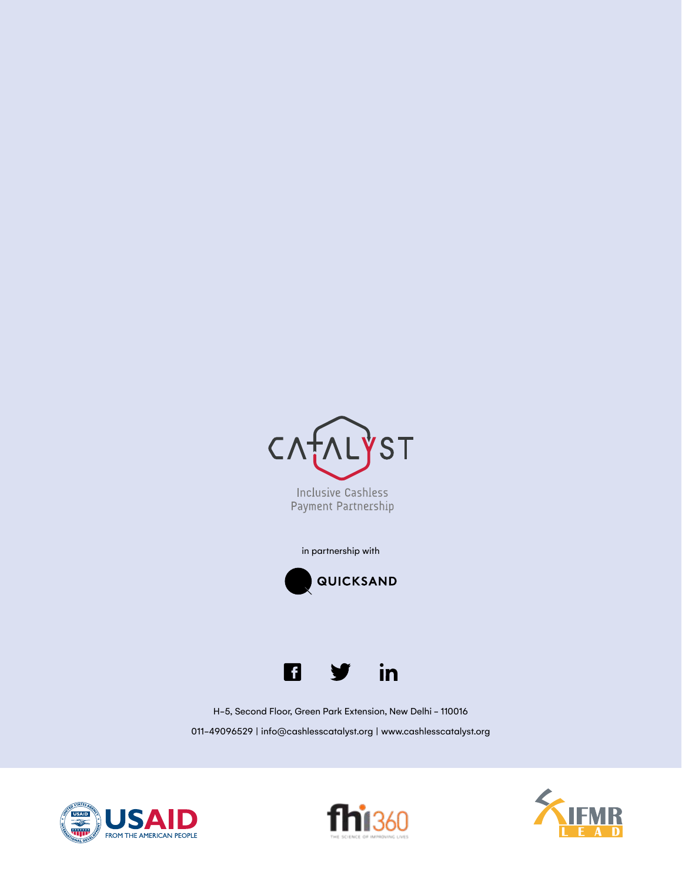CATALYST

Inclusive Cashless Payment Partnership

in partnership with

QUICKSAND

H-5, Second Floor, Green Park Extension, New Delhi - 110016

011-49096529 | info@cashlesscatalyst.org | www.cashlesscatalyst.org

USAID FROM THE AMERICAN PEOPLE

fhi360 THE SCIENCE OF IMPROVING LIVES

IFMR LEAD